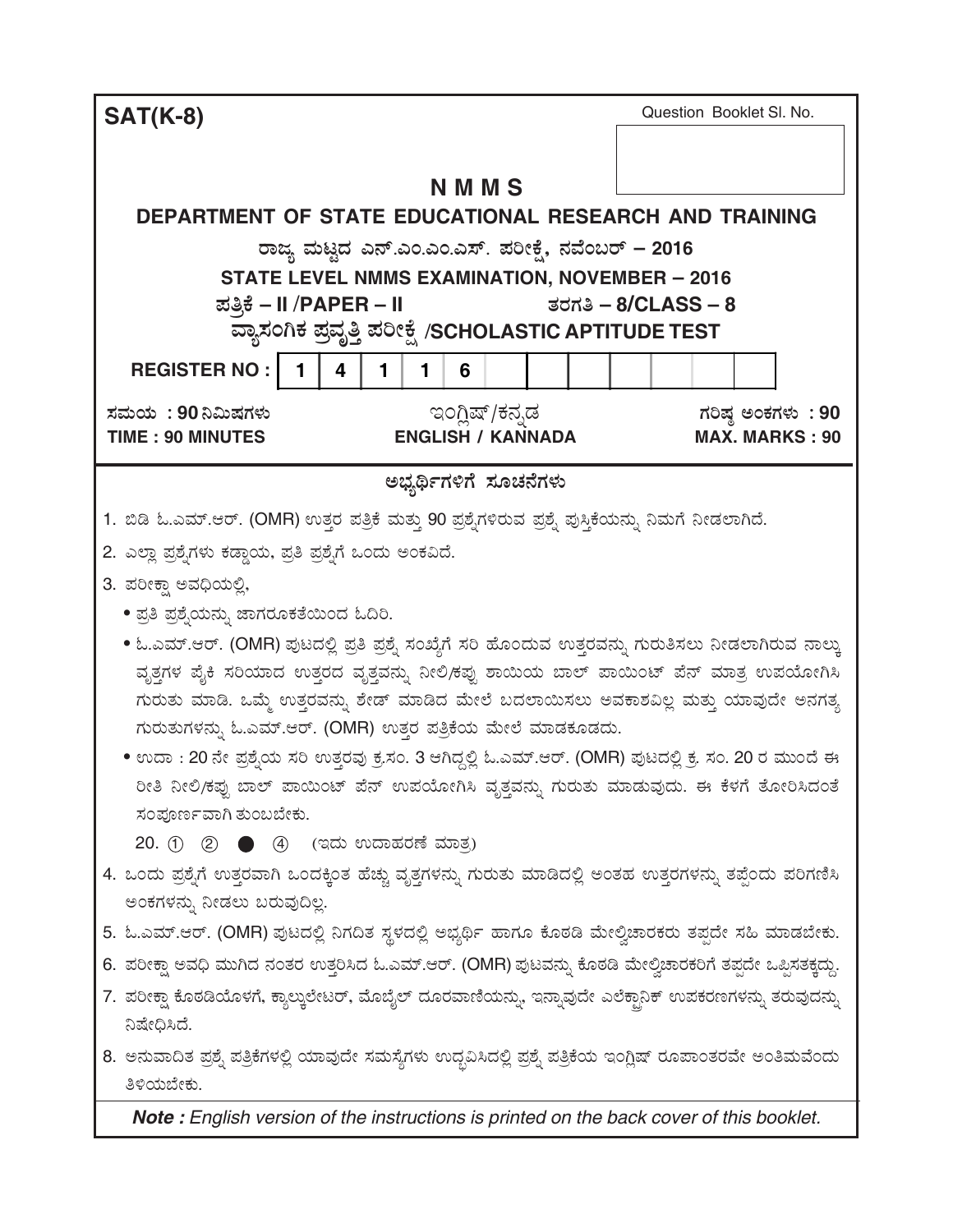**SAT(K-8)**

Question Booklet Sl. No.

# N M M S

## DEPARTMENT OF STATE EDUCATIONAL RESEARCH AND TRAINING

### ರಾಜ್ಯ ಮಟ್ಟದ ಎನ್.ಎಂ.ಎಂ.ಎಸ್. ಪರೀಕ್ಷೆ, ನವೆಂಬರ್ – 2016

### STATE LEVEL NMMS EXAMINATION, NOVEMBER – 2016

**ಪತ್ರಿಕೆ – II /PAPER – II** **ತರಗತಿ – 8/CLASS – 8**

**ವ್ಯಾಸಂಗಿಕ ಪ್ರವೃತ್ತಿ ಪರೀಕ್ಷೆ /SCHOLASTIC APTITUDE TEST**

| REGISTER NO : | 1 | 4 | 1 | 1 | 6 | | | | | | | |
|---|---|---|---|---|---|---|---|---|---|---|---|---|

**ಸಮಯ : 90 ನಿಮಿಷಗಳು** ಇಂಗ್ಲಿಷ್/ಕನ್ನಡ **ಗರಿಷ್ಠ ಅಂಕಗಳು : 90**

**TIME : 90 MINUTES** **ENGLISH / KANNADA** **MAX. MARKS : 90**

### ಅಭ್ಯರ್ಥಿಗಳಿಗೆ ಸೂಚನೆಗಳು

1. ಬಿಡಿ ಓ.ಎಮ್.ಆರ್. (OMR) ಉತ್ತರ ಪತ್ರಿಕೆ ಮತ್ತು 90 ಪ್ರಶ್ನೆಗಳಿರುವ ಪ್ರಶ್ನೆ ಪುಸ್ತಿಕೆಯನ್ನು ನಿಮಗೆ ನೀಡಲಾಗಿದೆ.
2. ಎಲ್ಲಾ ಪ್ರಶ್ನೆಗಳು ಕಡ್ಡಾಯ, ಪ್ರತಿ ಪ್ರಶ್ನೆಗೆ ಒಂದು ಅಂಕವಿದೆ.
3. ಪರೀಕ್ಷಾ ಅವಧಿಯಲ್ಲಿ,
   - ಪ್ರತಿ ಪ್ರಶ್ನೆಯನ್ನು ಜಾಗರೂಕತೆಯಿಂದ ಓದಿರಿ.
   - ಓ.ಎಮ್.ಆರ್. (OMR) ಪುಟದಲ್ಲಿ ಪ್ರತಿ ಪ್ರಶ್ನೆ ಸಂಖ್ಯೆಗೆ ಸರಿ ಹೊಂದುವ ಉತ್ತರವನ್ನು ಗುರುತಿಸಲು ನೀಡಲಾಗಿರುವ ನಾಲ್ಕು ವೃತ್ತಗಳ ಪೈಕಿ ಸರಿಯಾದ ಉತ್ತರದ ವೃತ್ತವನ್ನು ನೀಲಿ/ಕಪ್ಪು ಶಾಯಿಯ ಬಾಲ್ ಪಾಯಿಂಟ್ ಪೆನ್ ಮಾತ್ರ ಉಪಯೋಗಿಸಿ ಗುರುತು ಮಾಡಿ. ಒಮ್ಮೆ ಉತ್ತರವನ್ನು ಶೇಡ್ ಮಾಡಿದ ಮೇಲೆ ಬದಲಾಯಿಸಲು ಅವಕಾಶವಿಲ್ಲ ಮತ್ತು ಯಾವುದೇ ಅನಗತ್ಯ ಗುರುತುಗಳನ್ನು ಓ.ಎಮ್.ಆರ್. (OMR) ಉತ್ತರ ಪತ್ರಿಕೆಯ ಮೇಲೆ ಮಾಡಕೂಡದು.
   - ಉದಾ : 20 ನೇ ಪ್ರಶ್ನೆಯ ಸರಿ ಉತ್ತರವು ಕ್ರ.ಸಂ. 3 ಆಗಿದ್ದಲ್ಲಿ ಓ.ಎಮ್.ಆರ್. (OMR) ಪುಟದಲ್ಲಿ ಕ್ರ. ಸಂ. 20 ರ ಮುಂದೆ ಈ ರೀತಿ ನೀಲಿ/ಕಪ್ಪು ಬಾಲ್ ಪಾಯಿಂಟ್ ಪೆನ್ ಉಪಯೋಗಿಸಿ ವೃತ್ತವನ್ನು ಗುರುತು ಮಾಡುವುದು. ಈ ಕೆಳಗೆ ತೋರಿಸಿದಂತೆ ಸಂಪೂರ್ಣವಾಗಿ ತುಂಬಬೇಕು.

     20. ① ② ● ④ (ಇದು ಉದಾಹರಣೆ ಮಾತ್ರ)
4. ಒಂದು ಪ್ರಶ್ನೆಗೆ ಉತ್ತರವಾಗಿ ಒಂದಕ್ಕಿಂತ ಹೆಚ್ಚು ವೃತ್ತಗಳನ್ನು ಗುರುತು ಮಾಡಿದಲ್ಲಿ ಅಂತಹ ಉತ್ತರಗಳನ್ನು ತಪ್ಪೆಂದು ಪರಿಗಣಿಸಿ ಅಂಕಗಳನ್ನು ನೀಡಲು ಬರುವುದಿಲ್ಲ.
5. ಓ.ಎಮ್.ಆರ್. (OMR) ಪುಟದಲ್ಲಿ ನಿಗದಿತ ಸ್ಥಳದಲ್ಲಿ ಅಭ್ಯರ್ಥಿ ಹಾಗೂ ಕೊಠಡಿ ಮೇಲ್ವಿಚಾರಕರು ತಪ್ಪದೇ ಸಹಿ ಮಾಡಬೇಕು.
6. ಪರೀಕ್ಷಾ ಅವಧಿ ಮುಗಿದ ನಂತರ ಉತ್ತರಿಸಿದ ಓ.ಎಮ್.ಆರ್. (OMR) ಪುಟವನ್ನು ಕೊಠಡಿ ಮೇಲ್ವಿಚಾರಕರಿಗೆ ತಪ್ಪದೇ ಒಪ್ಪಿಸತಕ್ಕದ್ದು.
7. ಪರೀಕ್ಷಾ ಕೊಠಡಿಯೊಳಗೆ, ಕ್ಯಾಲ್ಕುಲೇಟರ್, ಮೊಬೈಲ್ ದೂರವಾಣಿಯನ್ನು, ಇನ್ನಾವುದೇ ಎಲೆಕ್ಟ್ರಾನಿಕ್ ಉಪಕರಣಗಳನ್ನು ತರುವುದನ್ನು ನಿಷೇಧಿಸಿದೆ.
8. ಅನುವಾದಿತ ಪ್ರಶ್ನೆ ಪತ್ರಿಕೆಗಳಲ್ಲಿ ಯಾವುದೇ ಸಮಸ್ಯೆಗಳು ಉದ್ಭವಿಸಿದಲ್ಲಿ ಪ್ರಶ್ನೆ ಪತ್ರಿಕೆಯ ಇಂಗ್ಲಿಷ್ ರೂಪಾಂತರವೇ ಅಂತಿಮವೆಂದು ತಿಳಿಯಬೇಕು.

***Note :** English version of the instructions is printed on the back cover of this booklet.*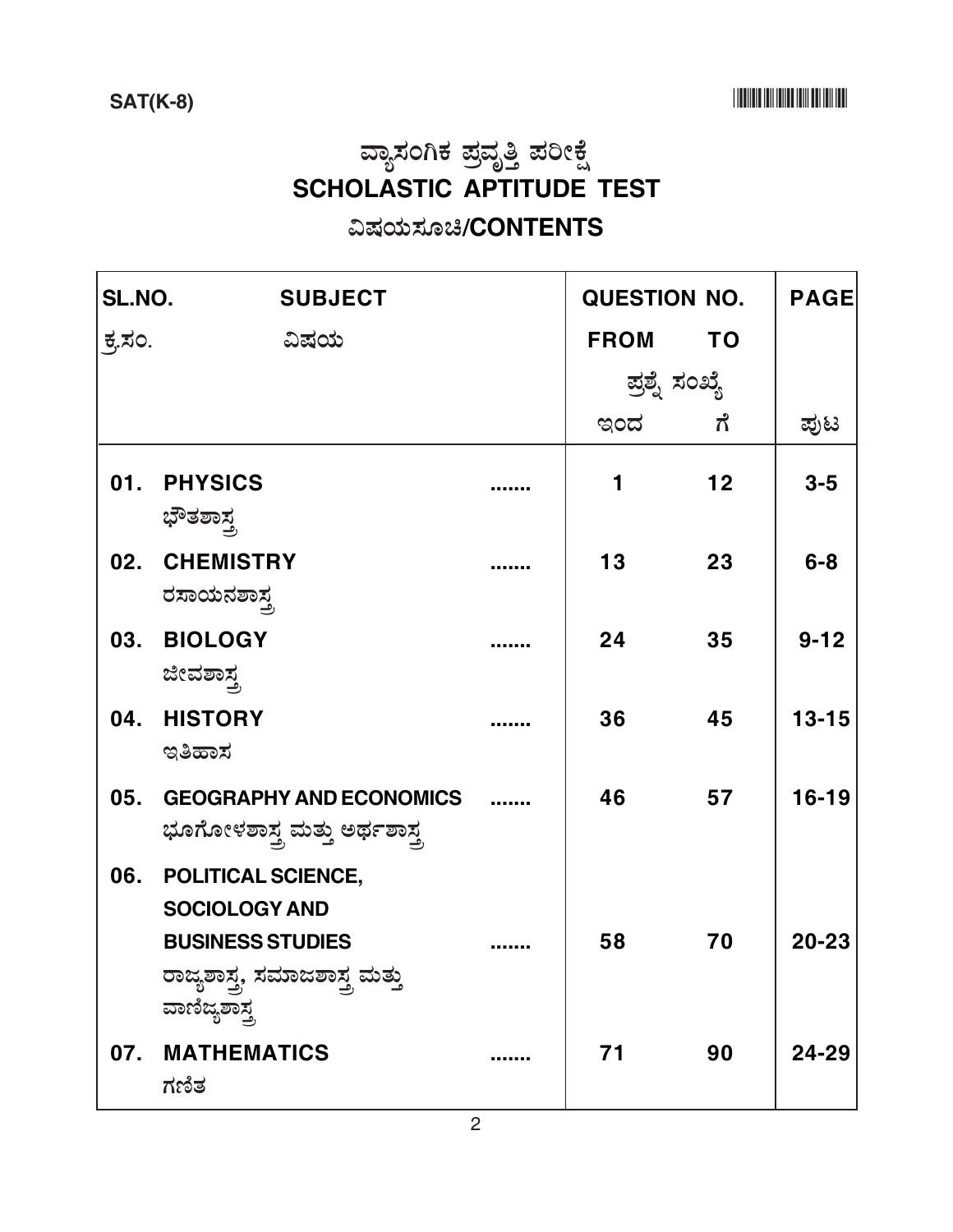SAT(K-8)

# ವ್ಯಾಸಂಗಿಕ ಪ್ರವೃತ್ತಿ ಪರೀಕ್ಷೆ
# SCHOLASTIC APTITUDE TEST
## ವಿಷಯಸೂಚಿ/CONTENTS

| SL.NO. ಕ್ರ.ಸಂ. | SUBJECT ವಿಷಯ | | QUESTION NO. ಪ್ರಶ್ನೆ ಸಂಖ್ಯೆ FROM ಇಂದ | TO ಗೆ | PAGE ಪುಟ |
|---|---|---|---|---|---|
| 01. | **PHYSICS** ಭೌತಶಾಸ್ತ್ರ | ....... | 1 | 12 | 3-5 |
| 02. | **CHEMISTRY** ರಸಾಯನಶಾಸ್ತ್ರ | ....... | 13 | 23 | 6-8 |
| 03. | **BIOLOGY** ಜೀವಶಾಸ್ತ್ರ | ....... | 24 | 35 | 9-12 |
| 04. | **HISTORY** ಇತಿಹಾಸ | ....... | 36 | 45 | 13-15 |
| 05. | **GEOGRAPHY AND ECONOMICS** ಭೂಗೋಳಶಾಸ್ತ್ರ ಮತ್ತು ಅರ್ಥಶಾಸ್ತ್ರ | ....... | 46 | 57 | 16-19 |
| 06. | **POLITICAL SCIENCE, SOCIOLOGY AND BUSINESS STUDIES** ರಾಜ್ಯಶಾಸ್ತ್ರ, ಸಮಾಜಶಾಸ್ತ್ರ ಮತ್ತು ವಾಣಿಜ್ಯಶಾಸ್ತ್ರ | ....... | 58 | 70 | 20-23 |
| 07. | **MATHEMATICS** ಗಣಿತ | ....... | 71 | 90 | 24-29 |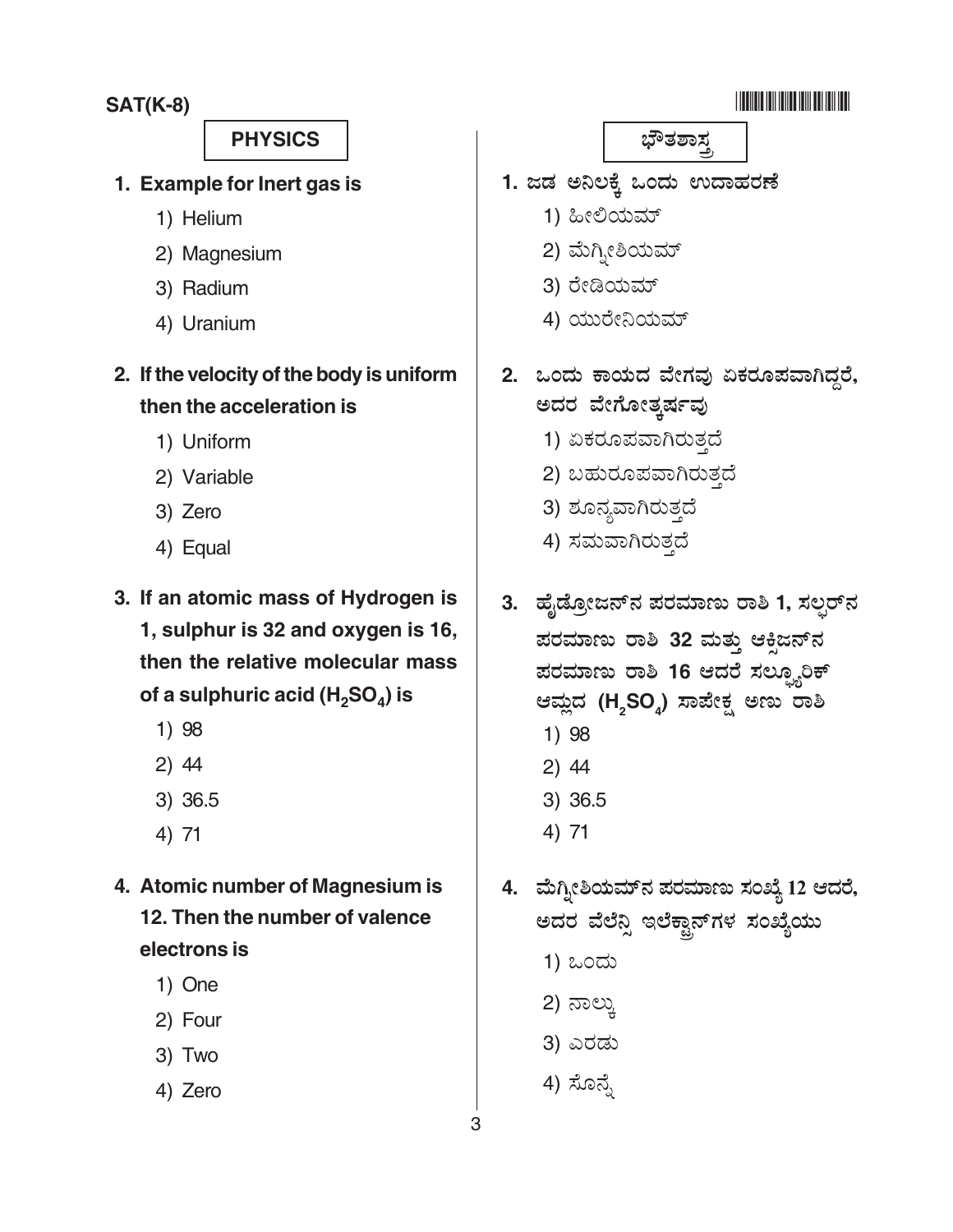## PHYSICS

1. Example for Inert gas is
   1) Helium
   2) Magnesium
   3) Radium
   4) Uranium

2. If the velocity of the body is uniform then the acceleration is
   1) Uniform
   2) Variable
   3) Zero
   4) Equal

3. If an atomic mass of Hydrogen is 1, sulphur is 32 and oxygen is 16, then the relative molecular mass of a sulphuric acid ($H_2SO_4$) is
   1) 98
   2) 44
   3) 36.5
   4) 71

4. Atomic number of Magnesium is 12. Then the number of valence electrons is
   1) One
   2) Four
   3) Two
   4) Zero

## ಭೌತಶಾಸ್ತ್ರ

1. ಜಡ ಅನಿಲಕ್ಕೆ ಒಂದು ಉದಾಹರಣೆ
   1) ಹೀಲಿಯಮ್
   2) ಮೆಗ್ನೀಶಿಯಮ್
   3) ರೇಡಿಯಮ್
   4) ಯುರೇನಿಯಮ್

2. ಒಂದು ಕಾಯದ ವೇಗವು ಏಕರೂಪವಾಗಿದ್ದರೆ, ಅದರ ವೇಗೋತ್ಕರ್ಷವು
   1) ಏಕರೂಪವಾಗಿರುತ್ತದೆ
   2) ಬಹುರೂಪವಾಗಿರುತ್ತದೆ
   3) ಶೂನ್ಯವಾಗಿರುತ್ತದೆ
   4) ಸಮವಾಗಿರುತ್ತದೆ

3. ಹೈಡ್ರೋಜನ್‌ನ ಪರಮಾಣು ರಾಶಿ 1, ಸಲ್ಫರ್‌ನ ಪರಮಾಣು ರಾಶಿ 32 ಮತ್ತು ಆಕ್ಸಿಜನ್‌ನ ಪರಮಾಣು ರಾಶಿ 16 ಆದರೆ ಸಲ್ಫ್ಯೂರಿಕ್ ಆಮ್ಲದ ($H_2SO_4$) ಸಾಪೇಕ್ಷ ಅಣು ರಾಶಿ
   1) 98
   2) 44
   3) 36.5
   4) 71

4. ಮೆಗ್ನೀಶಿಯಮ್‌ನ ಪರಮಾಣು ಸಂಖ್ಯೆ 12 ಆದರೆ, ಅದರ ವೆಲೆನ್ಸಿ ಇಲೆಕ್ಟ್ರಾನ್‌ಗಳ ಸಂಖ್ಯೆಯು
   1) ಒಂದು
   2) ನಾಲ್ಕು
   3) ಎರಡು
   4) ಸೊನ್ನೆ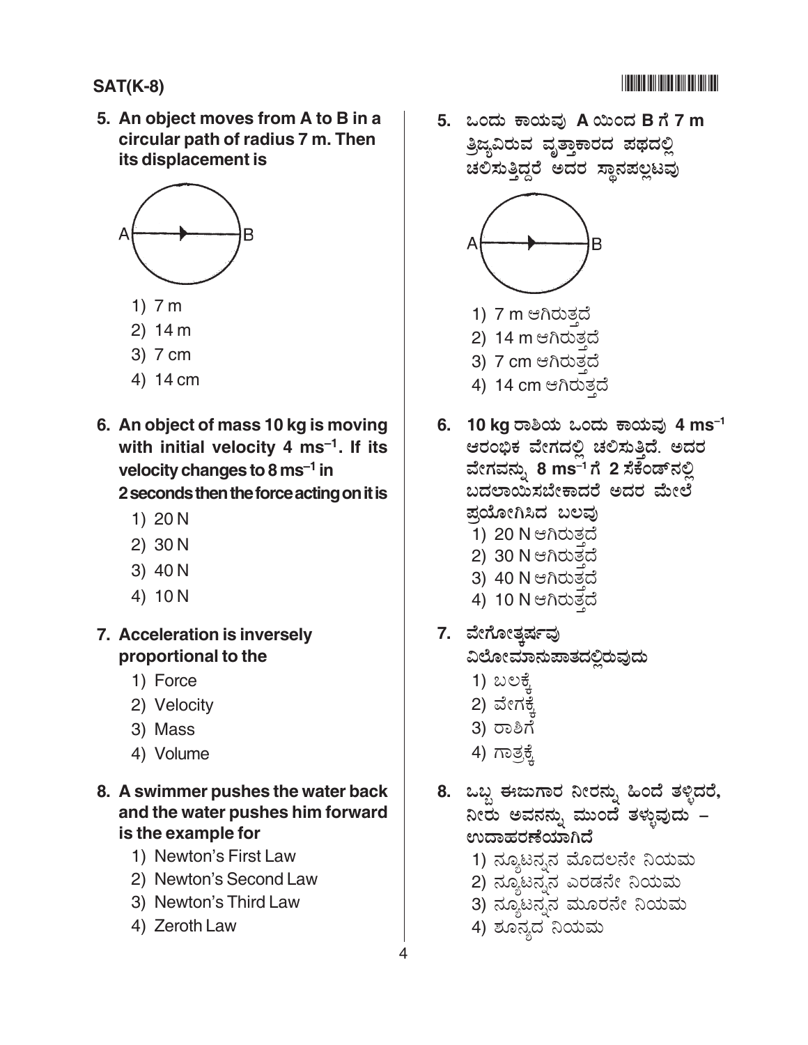**5. An object moves from A to B in a circular path of radius 7 m. Then its displacement is**

1) 7 m
2) 14 m
3) 7 cm
4) 14 cm

**6. An object of mass 10 kg is moving with initial velocity 4 $ms^{-1}$. If its velocity changes to 8 $ms^{-1}$ in 2 seconds then the force acting on it is**

1) 20 N
2) 30 N
3) 40 N
4) 10 N

**7. Acceleration is inversely proportional to the**

1) Force
2) Velocity
3) Mass
4) Volume

**8. A swimmer pushes the water back and the water pushes him forward is the example for**

1) Newton's First Law
2) Newton's Second Law
3) Newton's Third Law
4) Zeroth Law

**5. ಒಂದು ಕಾಯವು A ಯಿಂದ B ಗೆ 7 m ತ್ರಿಜ್ಯವಿರುವ ವೃತ್ತಾಕಾರದ ಪಥದಲ್ಲಿ ಚಲಿಸುತ್ತಿದ್ದರೆ ಅದರ ಸ್ಥಾನಪಲ್ಲಟವು**

1) 7 m ಆಗಿರುತ್ತದೆ
2) 14 m ಆಗಿರುತ್ತದೆ
3) 7 cm ಆಗಿರುತ್ತದೆ
4) 14 cm ಆಗಿರುತ್ತದೆ

**6. 10 kg ರಾಶಿಯ ಒಂದು ಕಾಯವು 4 $ms^{-1}$ ಆರಂಭಿಕ ವೇಗದಲ್ಲಿ ಚಲಿಸುತ್ತಿದೆ. ಅದರ ವೇಗವನ್ನು 8 $ms^{-1}$ ಗೆ 2 ಸೆಕೆಂಡ್‌ನಲ್ಲಿ ಬದಲಾಯಿಸಬೇಕಾದರೆ ಅದರ ಮೇಲೆ ಪ್ರಯೋಗಿಸಿದ ಬಲವು**

1) 20 N ಆಗಿರುತ್ತದೆ
2) 30 N ಆಗಿರುತ್ತದೆ
3) 40 N ಆಗಿರುತ್ತದೆ
4) 10 N ಆಗಿರುತ್ತದೆ

**7. ವೇಗೋತ್ಕರ್ಷವು ವಿಲೋಮಾನುಪಾತದಲ್ಲಿರುವುದು**

1) ಬಲಕ್ಕೆ
2) ವೇಗಕ್ಕೆ
3) ರಾಶಿಗೆ
4) ಗಾತ್ರಕ್ಕೆ

**8. ಒಬ್ಬ ಈಜುಗಾರ ನೀರನ್ನು ಹಿಂದೆ ತಳ್ಳಿದರೆ, ನೀರು ಅವನನ್ನು ಮುಂದೆ ತಳ್ಳುವುದು – ಉದಾಹರಣೆಯಾಗಿದೆ**

1) ನ್ಯೂಟನ್ನನ ಮೊದಲನೇ ನಿಯಮ
2) ನ್ಯೂಟನ್ನನ ಎರಡನೇ ನಿಯಮ
3) ನ್ಯೂಟನ್ನನ ಮೂರನೇ ನಿಯಮ
4) ಶೂನ್ಯದ ನಿಯಮ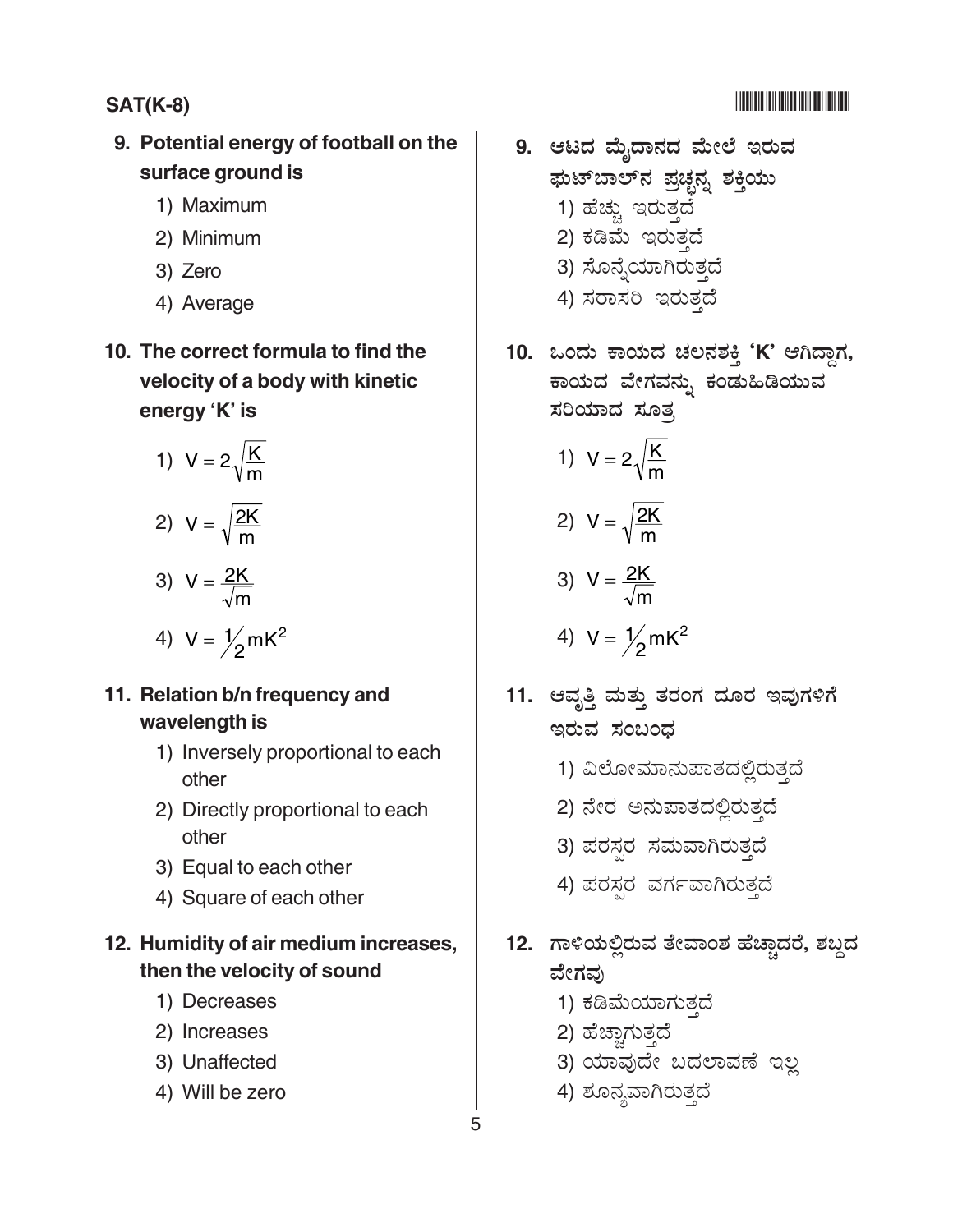9. Potential energy of football on the surface ground is
   1) Maximum
   2) Minimum
   3) Zero
   4) Average

10. The correct formula to find the velocity of a body with kinetic energy 'K' is
   1) $V = 2\sqrt{\frac{K}{m}}$
   2) $V = \sqrt{\frac{2K}{m}}$
   3) $V = \frac{2K}{\sqrt{m}}$
   4) $V = \frac{1}{2}mK^2$

11. Relation b/n frequency and wavelength is
   1) Inversely proportional to each other
   2) Directly proportional to each other
   3) Equal to each other
   4) Square of each other

12. Humidity of air medium increases, then the velocity of sound
   1) Decreases
   2) Increases
   3) Unaffected
   4) Will be zero

9. ಆಟದ ಮೈದಾನದ ಮೇಲೆ ಇರುವ ಫುಟ್‌ಬಾಲ್‌ನ ಪ್ರಚ್ಛನ್ನ ಶಕ್ತಿಯು
   1) ಹೆಚ್ಚು ಇರುತ್ತದೆ
   2) ಕಡಿಮೆ ಇರುತ್ತದೆ
   3) ಸೊನ್ನೆಯಾಗಿರುತ್ತದೆ
   4) ಸರಾಸರಿ ಇರುತ್ತದೆ

10. ಒಂದು ಕಾಯದ ಚಲನಶಕ್ತಿ 'K' ಆಗಿದ್ದಾಗ, ಕಾಯದ ವೇಗವನ್ನು ಕಂಡುಹಿಡಿಯುವ ಸರಿಯಾದ ಸೂತ್ರ
   1) $V = 2\sqrt{\frac{K}{m}}$
   2) $V = \sqrt{\frac{2K}{m}}$
   3) $V = \frac{2K}{\sqrt{m}}$
   4) $V = \frac{1}{2}mK^2$

11. ಆವೃತ್ತಿ ಮತ್ತು ತರಂಗ ದೂರ ಇವುಗಳಿಗೆ ಇರುವ ಸಂಬಂಧ
   1) ವಿಲೋಮಾನುಪಾತದಲ್ಲಿರುತ್ತದೆ
   2) ನೇರ ಅನುಪಾತದಲ್ಲಿರುತ್ತದೆ
   3) ಪರಸ್ಪರ ಸಮವಾಗಿರುತ್ತದೆ
   4) ಪರಸ್ಪರ ವರ್ಗವಾಗಿರುತ್ತದೆ

12. ಗಾಳಿಯಲ್ಲಿರುವ ತೇವಾಂಶ ಹೆಚ್ಚಾದರೆ, ಶಬ್ದದ ವೇಗವು
   1) ಕಡಿಮೆಯಾಗುತ್ತದೆ
   2) ಹೆಚ್ಚಾಗುತ್ತದೆ
   3) ಯಾವುದೇ ಬದಲಾವಣೆ ಇಲ್ಲ
   4) ಶೂನ್ಯವಾಗಿರುತ್ತದೆ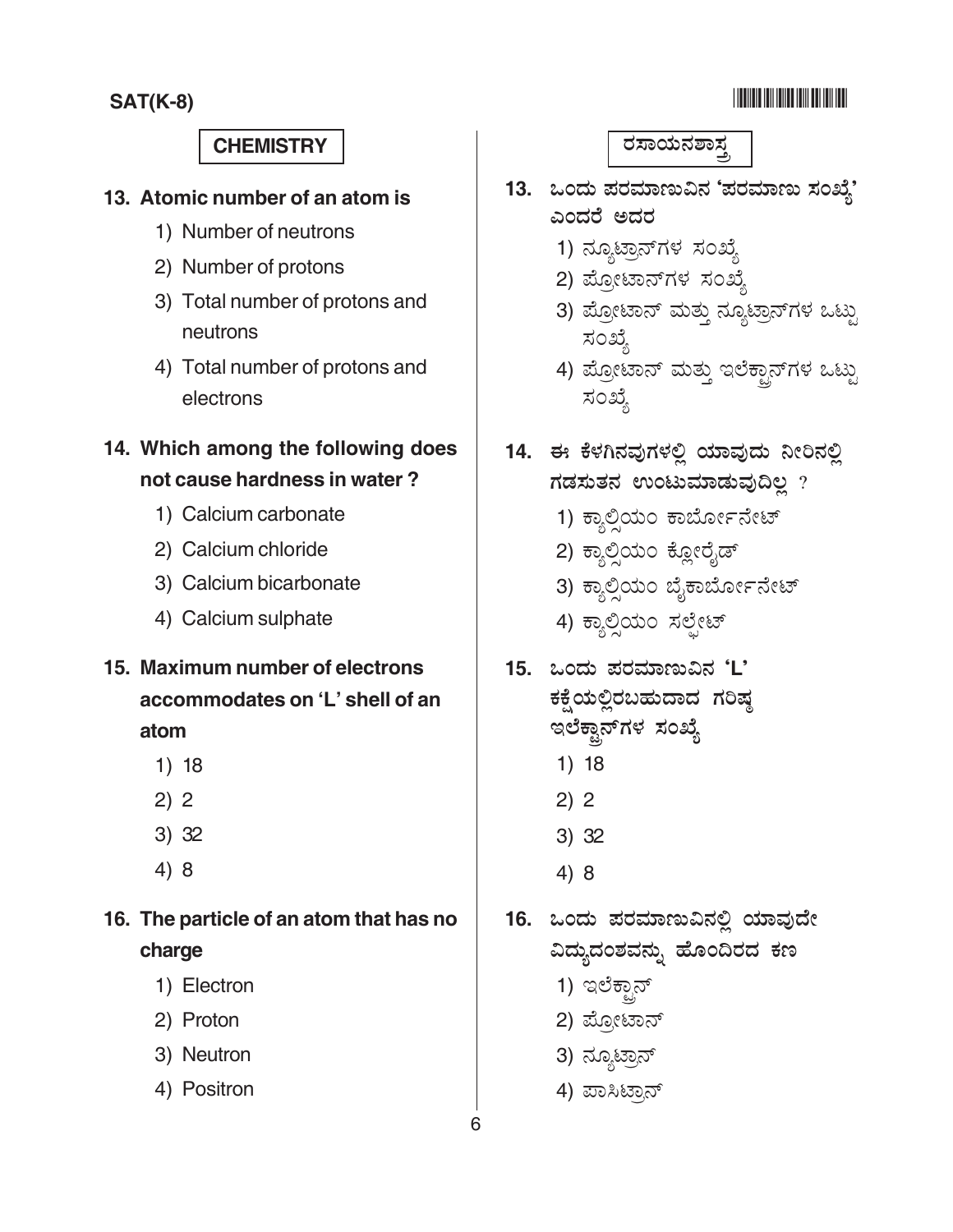## CHEMISTRY

**13. Atomic number of an atom is**

1) Number of neutrons
2) Number of protons
3) Total number of protons and neutrons
4) Total number of protons and electrons

**14. Which among the following does not cause hardness in water ?**

1) Calcium carbonate
2) Calcium chloride
3) Calcium bicarbonate
4) Calcium sulphate

**15. Maximum number of electrons accommodates on 'L' shell of an atom**

1) 18
2) 2
3) 32
4) 8

**16. The particle of an atom that has no charge**

1) Electron
2) Proton
3) Neutron
4) Positron

## ರಸಾಯನಶಾಸ್ತ್ರ

**13. ಒಂದು ಪರಮಾಣುವಿನ 'ಪರಮಾಣು ಸಂಖ್ಯೆ' ಎಂದರೆ ಅದರ**

1) ನ್ಯೂಟ್ರಾನ್‌ಗಳ ಸಂಖ್ಯೆ
2) ಪ್ರೋಟಾನ್‌ಗಳ ಸಂಖ್ಯೆ
3) ಪ್ರೋಟಾನ್ ಮತ್ತು ನ್ಯೂಟ್ರಾನ್‌ಗಳ ಒಟ್ಟು ಸಂಖ್ಯೆ
4) ಪ್ರೋಟಾನ್ ಮತ್ತು ಇಲೆಕ್ಟ್ರಾನ್‌ಗಳ ಒಟ್ಟು ಸಂಖ್ಯೆ

**14. ಈ ಕೆಳಗಿನವುಗಳಲ್ಲಿ ಯಾವುದು ನೀರಿನಲ್ಲಿ ಗಡಸುತನ ಉಂಟುಮಾಡುವುದಿಲ್ಲ ?**

1) ಕ್ಯಾಲ್ಸಿಯಂ ಕಾರ್ಬೋನೇಟ್
2) ಕ್ಯಾಲ್ಸಿಯಂ ಕ್ಲೋರೈಡ್
3) ಕ್ಯಾಲ್ಸಿಯಂ ಬೈಕಾರ್ಬೋನೇಟ್
4) ಕ್ಯಾಲ್ಸಿಯಂ ಸಲ್ಫೇಟ್

**15. ಒಂದು ಪರಮಾಣುವಿನ 'L' ಕಕ್ಷೆಯಲ್ಲಿರಬಹುದಾದ ಗರಿಷ್ಠ ಇಲೆಕ್ಟ್ರಾನ್‌ಗಳ ಸಂಖ್ಯೆ**

1) 18
2) 2
3) 32
4) 8

**16. ಒಂದು ಪರಮಾಣುವಿನಲ್ಲಿ ಯಾವುದೇ ವಿದ್ಯುದಂಶವನ್ನು ಹೊಂದಿರದ ಕಣ**

1) ಇಲೆಕ್ಟ್ರಾನ್
2) ಪ್ರೋಟಾನ್
3) ನ್ಯೂಟ್ರಾನ್
4) ಪಾಸಿಟ್ರಾನ್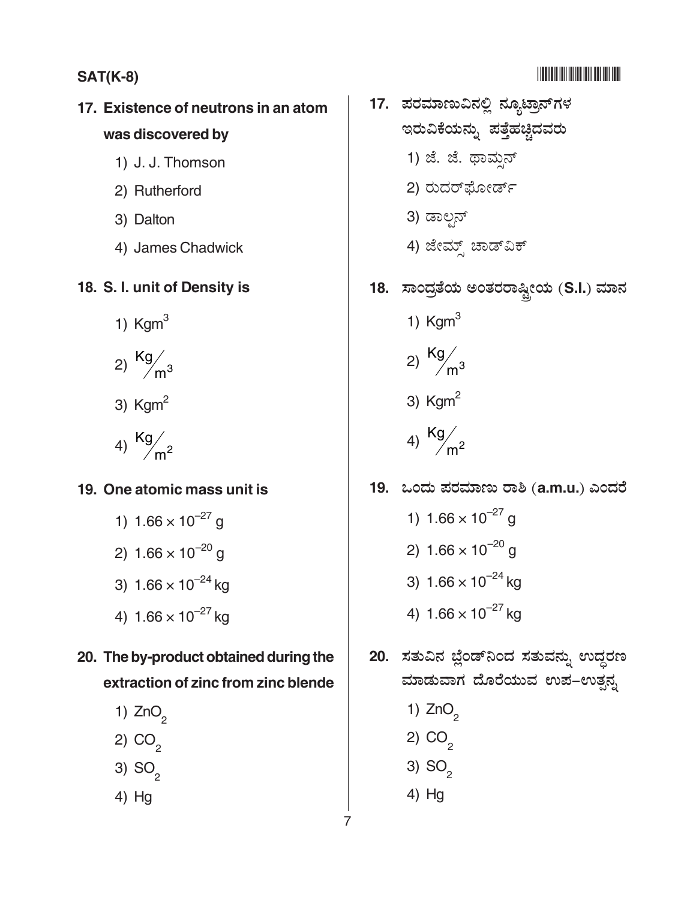17. Existence of neutrons in an atom was discovered by

1) J. J. Thomson
2) Rutherford
3) Dalton
4) James Chadwick

17. ಪರಮಾಣುವಿನಲ್ಲಿ ನ್ಯೂಟ್ರಾನ್‌ಗಳ ಇರುವಿಕೆಯನ್ನು ಪತ್ತೆಹಚ್ಚಿದವರು

1) ಜೆ. ಜೆ. ಥಾಮ್ಸನ್
2) ರುದರ್‌ಫೋರ್ಡ್
3) ಡಾಲ್ಟನ್
4) ಜೇಮ್ಸ್ ಚಾಡ್‌ವಿಕ್

18. S. I. unit of Density is

1) $Kgm^3$
2) $Kg/m^3$
3) $Kgm^2$
4) $Kg/m^2$

18. ಸಾಂದ್ರತೆಯ ಅಂತರರಾಷ್ಟ್ರೀಯ (S.I.) ಮಾನ

1) $Kgm^3$
2) $Kg/m^3$
3) $Kgm^2$
4) $Kg/m^2$

19. One atomic mass unit is

1) $1.66 \times 10^{-27}$ g
2) $1.66 \times 10^{-20}$ g
3) $1.66 \times 10^{-24}$ kg
4) $1.66 \times 10^{-27}$ kg

19. ಒಂದು ಪರಮಾಣು ರಾಶಿ (a.m.u.) ಎಂದರೆ

1) $1.66 \times 10^{-27}$ g
2) $1.66 \times 10^{-20}$ g
3) $1.66 \times 10^{-24}$ kg
4) $1.66 \times 10^{-27}$ kg

20. The by-product obtained during the extraction of zinc from zinc blende

1) $ZnO_2$
2) $CO_2$
3) $SO_2$
4) Hg

20. ಸತುವಿನ ಬ್ಲೆಂಡ್‌ನಿಂದ ಸತುವನ್ನು ಉದ್ಧರಣ ಮಾಡುವಾಗ ದೊರೆಯುವ ಉಪ–ಉತ್ಪನ್ನ

1) $ZnO_2$
2) $CO_2$
3) $SO_2$
4) Hg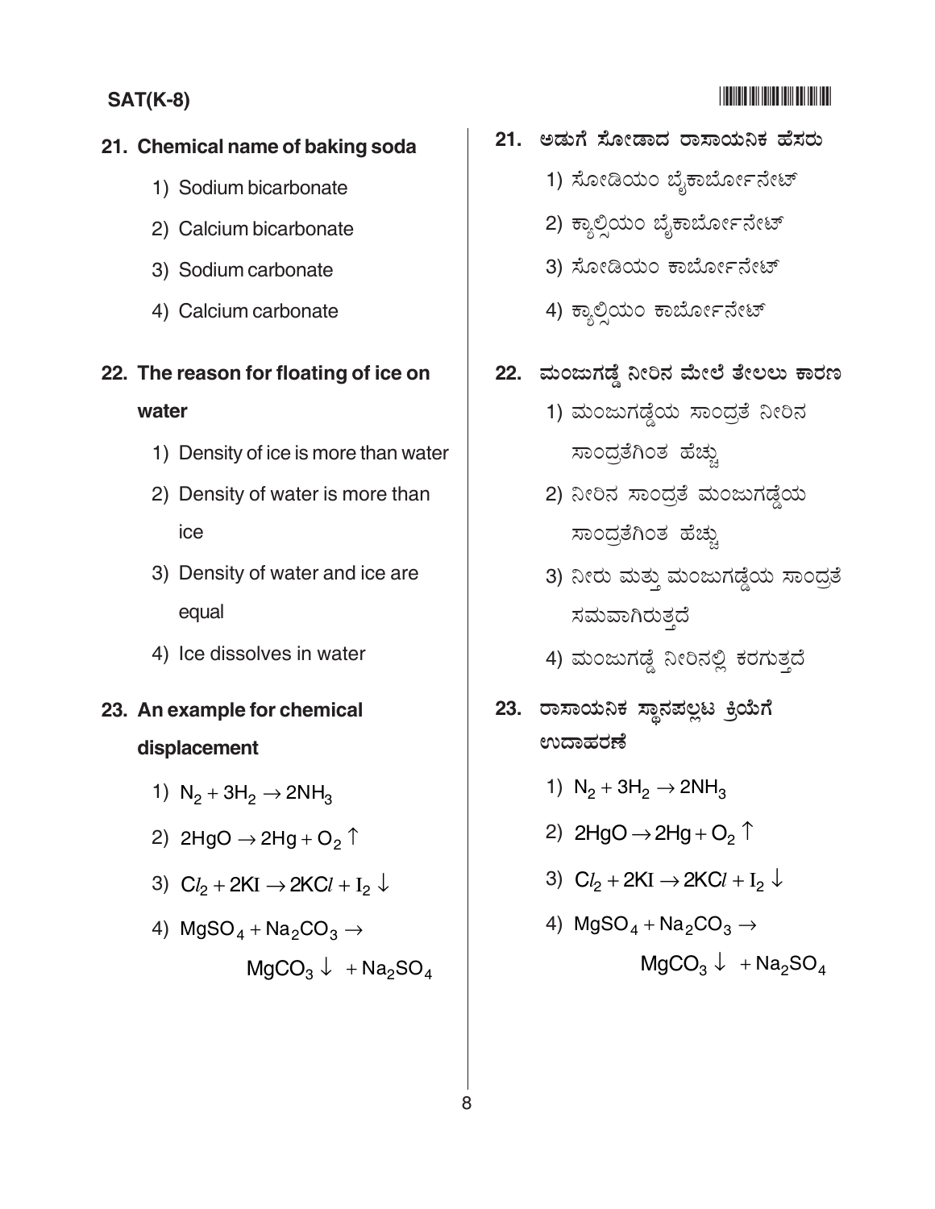21. Chemical name of baking soda

1) Sodium bicarbonate
2) Calcium bicarbonate
3) Sodium carbonate
4) Calcium carbonate

22. The reason for floating of ice on water

1) Density of ice is more than water
2) Density of water is more than ice
3) Density of water and ice are equal
4) Ice dissolves in water

23. An example for chemical displacement

1) $N_2 + 3H_2 \rightarrow 2NH_3$
2) $2HgO \rightarrow 2Hg + O_2 \uparrow$
3) $Cl_2 + 2KI \rightarrow 2KCl + I_2 \downarrow$
4) $MgSO_4 + Na_2CO_3 \rightarrow MgCO_3 \downarrow + Na_2SO_4$

21. ಅಡುಗೆ ಸೋಡಾದ ರಾಸಾಯನಿಕ ಹೆಸರು

1) ಸೋಡಿಯಂ ಬೈಕಾರ್ಬೋನೇಟ್
2) ಕ್ಯಾಲ್ಸಿಯಂ ಬೈಕಾರ್ಬೋನೇಟ್
3) ಸೋಡಿಯಂ ಕಾರ್ಬೋನೇಟ್
4) ಕ್ಯಾಲ್ಸಿಯಂ ಕಾರ್ಬೋನೇಟ್

22. ಮಂಜುಗಡ್ಡೆ ನೀರಿನ ಮೇಲೆ ತೇಲಲು ಕಾರಣ

1) ಮಂಜುಗಡ್ಡೆಯ ಸಾಂದ್ರತೆ ನೀರಿನ ಸಾಂದ್ರತೆಗಿಂತ ಹೆಚ್ಚು
2) ನೀರಿನ ಸಾಂದ್ರತೆ ಮಂಜುಗಡ್ಡೆಯ ಸಾಂದ್ರತೆಗಿಂತ ಹೆಚ್ಚು
3) ನೀರು ಮತ್ತು ಮಂಜುಗಡ್ಡೆಯ ಸಾಂದ್ರತೆ ಸಮವಾಗಿರುತ್ತದೆ
4) ಮಂಜುಗಡ್ಡೆ ನೀರಿನಲ್ಲಿ ಕರಗುತ್ತದೆ

23. ರಾಸಾಯನಿಕ ಸ್ಥಾನಪಲ್ಲಟ ಕ್ರಿಯೆಗೆ ಉದಾಹರಣೆ

1) $N_2 + 3H_2 \rightarrow 2NH_3$
2) $2HgO \rightarrow 2Hg + O_2 \uparrow$
3) $Cl_2 + 2KI \rightarrow 2KCl + I_2 \downarrow$
4) $MgSO_4 + Na_2CO_3 \rightarrow MgCO_3 \downarrow + Na_2SO_4$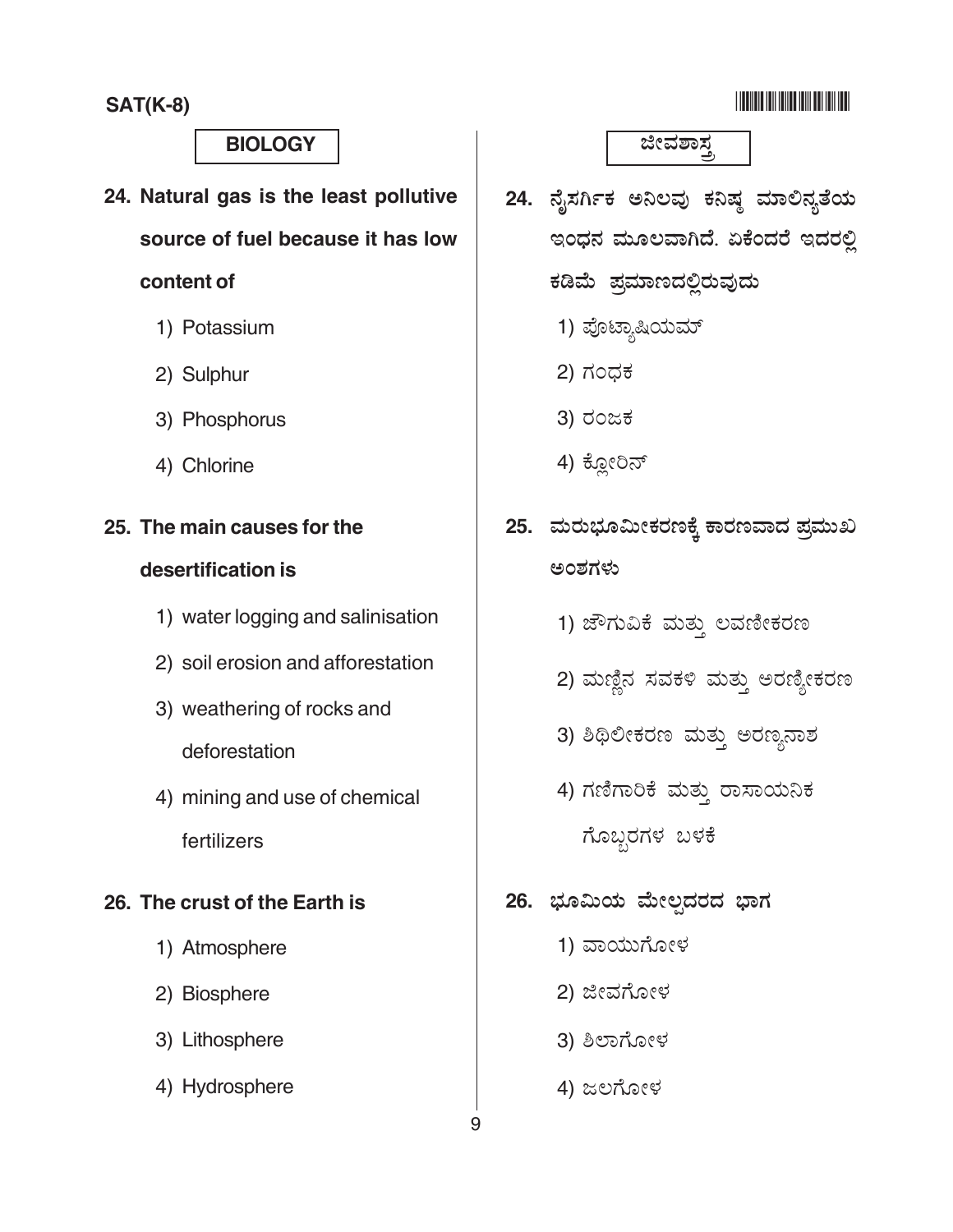## BIOLOGY

**24. Natural gas is the least pollutive source of fuel because it has low content of**

1) Potassium
2) Sulphur
3) Phosphorus
4) Chlorine

**25. The main causes for the desertification is**

1) water logging and salinisation
2) soil erosion and afforestation
3) weathering of rocks and deforestation
4) mining and use of chemical fertilizers

**26. The crust of the Earth is**

1) Atmosphere
2) Biosphere
3) Lithosphere
4) Hydrosphere

## ಜೀವಶಾಸ್ತ್ರ

**24. ನೈಸರ್ಗಿಕ ಅನಿಲವು ಕನಿಷ್ಠ ಮಾಲಿನ್ಯತೆಯ ಇಂಧನ ಮೂಲವಾಗಿದೆ. ಏಕೆಂದರೆ ಇದರಲ್ಲಿ ಕಡಿಮೆ ಪ್ರಮಾಣದಲ್ಲಿರುವುದು**

1) ಪೊಟ್ಯಾಷಿಯಮ್
2) ಗಂಧಕ
3) ರಂಜಕ
4) ಕ್ಲೋರಿನ್

**25. ಮರುಭೂಮೀಕರಣಕ್ಕೆ ಕಾರಣವಾದ ಪ್ರಮುಖ ಅಂಶಗಳು**

1) ಜೌಗುವಿಕೆ ಮತ್ತು ಲವಣೀಕರಣ
2) ಮಣ್ಣಿನ ಸವಕಳಿ ಮತ್ತು ಅರಣ್ಯೀಕರಣ
3) ಶಿಥಿಲೀಕರಣ ಮತ್ತು ಅರಣ್ಯನಾಶ
4) ಗಣಿಗಾರಿಕೆ ಮತ್ತು ರಾಸಾಯನಿಕ ಗೊಬ್ಬರಗಳ ಬಳಕೆ

**26. ಭೂಮಿಯ ಮೇಲ್ಪದರದ ಭಾಗ**

1) ವಾಯುಗೋಳ
2) ಜೀವಗೋಳ
3) ಶಿಲಾಗೋಳ
4) ಜಲಗೋಳ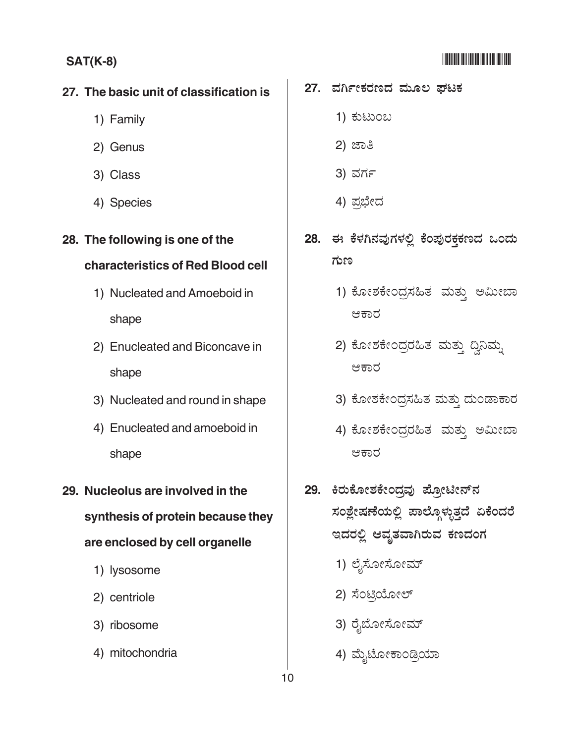27. The basic unit of classification is

1) Family
2) Genus
3) Class
4) Species

28. The following is one of the characteristics of Red Blood cell

1) Nucleated and Amoeboid in shape
2) Enucleated and Biconcave in shape
3) Nucleated and round in shape
4) Enucleated and amoeboid in shape

29. Nucleolus are involved in the synthesis of protein because they are enclosed by cell organelle

1) lysosome
2) centriole
3) ribosome
4) mitochondria

27. ವರ್ಗೀಕರಣದ ಮೂಲ ಘಟಕ

1) ಕುಟುಂಬ
2) ಜಾತಿ
3) ವರ್ಗ
4) ಪ್ರಭೇದ

28. ಈ ಕೆಳಗಿನವುಗಳಲ್ಲಿ ಕೆಂಪುರಕ್ತಕಣದ ಒಂದು ಗುಣ

1) ಕೋಶಕೇಂದ್ರಸಹಿತ ಮತ್ತು ಅಮೀಬಾ ಆಕಾರ
2) ಕೋಶಕೇಂದ್ರರಹಿತ ಮತ್ತು ದ್ವಿನಿಮ್ನ ಆಕಾರ
3) ಕೋಶಕೇಂದ್ರಸಹಿತ ಮತ್ತು ದುಂಡಾಕಾರ
4) ಕೋಶಕೇಂದ್ರರಹಿತ ಮತ್ತು ಅಮೀಬಾ ಆಕಾರ

29. ಕಿರುಕೋಶಕೇಂದ್ರವು ಪ್ರೋಟೀನ್‌ನ ಸಂಶ್ಲೇಷಣೆಯಲ್ಲಿ ಪಾಲ್ಗೊಳ್ಳುತ್ತದೆ ಏಕೆಂದರೆ ಇದರಲ್ಲಿ ಆವೃತವಾಗಿರುವ ಕಣದಂಗ

1) ಲೈಸೋಸೋಮ್
2) ಸೆಂಟ್ರಿಯೋಲ್
3) ರೈಬೋಸೋಮ್
4) ಮೈಟೋಕಾಂಡ್ರಿಯಾ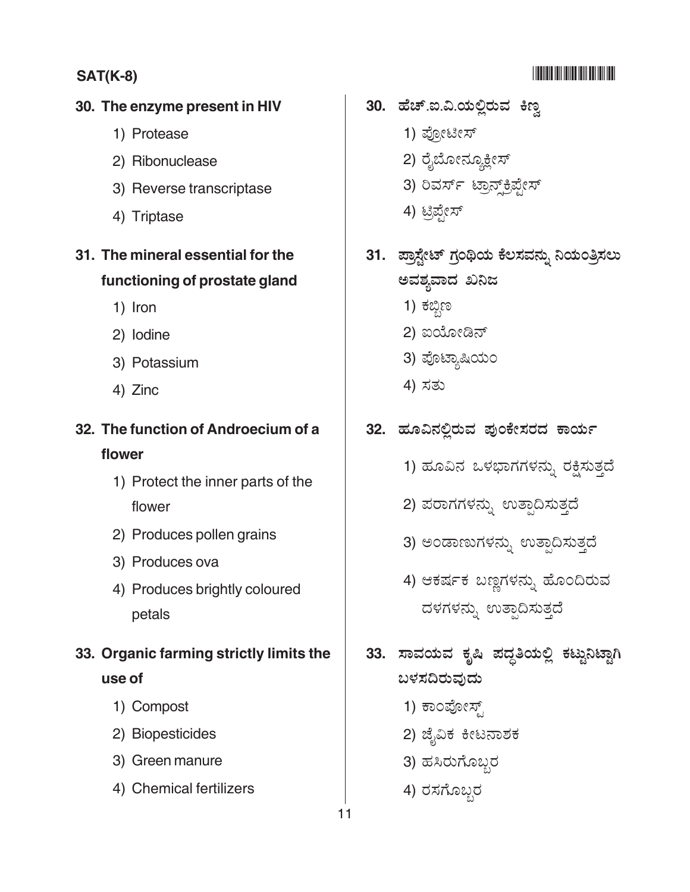**30. The enzyme present in HIV**

1) Protease
2) Ribonuclease
3) Reverse transcriptase
4) Triptase

**31. The mineral essential for the functioning of prostate gland**

1) Iron
2) Iodine
3) Potassium
4) Zinc

**32. The function of Androecium of a flower**

1) Protect the inner parts of the flower
2) Produces pollen grains
3) Produces ova
4) Produces brightly coloured petals

**33. Organic farming strictly limits the use of**

1) Compost
2) Biopesticides
3) Green manure
4) Chemical fertilizers

**30. ಹೆಚ್.ಐ.ವಿ.ಯಲ್ಲಿರುವ ಕಿಣ್ವ**

1) ಪ್ರೋಟೀಸ್
2) ರೈಬೋನ್ಯೂಕ್ಲೀಸ್
3) ರಿವರ್ಸ್ ಟ್ರಾನ್ಸ್‌ಕ್ರಿಪ್ಟೇಸ್
4) ಟ್ರಿಪ್ಟೇಸ್

**31. ಪ್ರಾಸ್ಟೇಟ್ ಗ್ರಂಥಿಯ ಕೆಲಸವನ್ನು ನಿಯಂತ್ರಿಸಲು ಅವಶ್ಯವಾದ ಖನಿಜ**

1) ಕಬ್ಬಿಣ
2) ಐಯೋಡಿನ್
3) ಪೊಟ್ಯಾಷಿಯಂ
4) ಸತು

**32. ಹೂವಿನಲ್ಲಿರುವ ಪುಂಕೇಸರದ ಕಾರ್ಯ**

1) ಹೂವಿನ ಒಳಭಾಗಗಳನ್ನು ರಕ್ಷಿಸುತ್ತದೆ
2) ಪರಾಗಗಳನ್ನು ಉತ್ಪಾದಿಸುತ್ತದೆ
3) ಅಂಡಾಣುಗಳನ್ನು ಉತ್ಪಾದಿಸುತ್ತದೆ
4) ಆಕರ್ಷಕ ಬಣ್ಣಗಳನ್ನು ಹೊಂದಿರುವ ದಳಗಳನ್ನು ಉತ್ಪಾದಿಸುತ್ತದೆ

**33. ಸಾವಯವ ಕೃಷಿ ಪದ್ಧತಿಯಲ್ಲಿ ಕಟ್ಟುನಿಟ್ಟಾಗಿ ಬಳಸದಿರುವುದು**

1) ಕಾಂಪೋಸ್ಟ್
2) ಜೈವಿಕ ಕೀಟನಾಶಕ
3) ಹಸಿರುಗೊಬ್ಬರ
4) ರಸಗೊಬ್ಬರ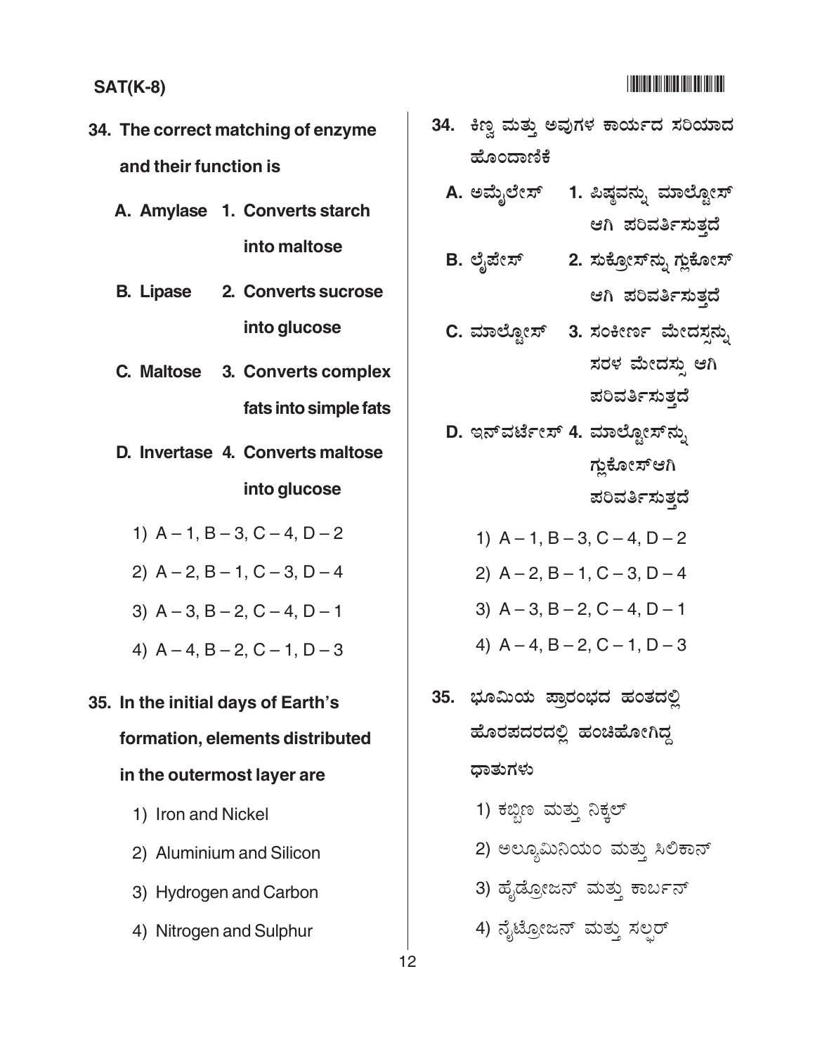34. The correct matching of enzyme and their function is

| | |
|---|---|
| A. Amylase | 1. Converts starch into maltose |
| B. Lipase | 2. Converts sucrose into glucose |
| C. Maltose | 3. Converts complex fats into simple fats |
| D. Invertase | 4. Converts maltose into glucose |

1) A – 1, B – 3, C – 4, D – 2
2) A – 2, B – 1, C – 3, D – 4
3) A – 3, B – 2, C – 4, D – 1
4) A – 4, B – 2, C – 1, D – 3

35. In the initial days of Earth's formation, elements distributed in the outermost layer are

1) Iron and Nickel
2) Aluminium and Silicon
3) Hydrogen and Carbon
4) Nitrogen and Sulphur

34. ಕಿಣ್ವ ಮತ್ತು ಅವುಗಳ ಕಾರ್ಯದ ಸರಿಯಾದ ಹೊಂದಾಣಿಕೆ

| | |
|---|---|
| A. ಅಮೈಲೇಸ್ | 1. ಪಿಷ್ಟವನ್ನು ಮಾಲ್ಟೋಸ್ ಆಗಿ ಪರಿವರ್ತಿಸುತ್ತದೆ |
| B. ಲೈಪೇಸ್ | 2. ಸುಕ್ರೋಸ್‌ನ್ನು ಗ್ಲುಕೋಸ್ ಆಗಿ ಪರಿವರ್ತಿಸುತ್ತದೆ |
| C. ಮಾಲ್ಟೋಸ್ | 3. ಸಂಕೀರ್ಣ ಮೇದಸ್ಸನ್ನು ಸರಳ ಮೇದಸ್ಸು ಆಗಿ ಪರಿವರ್ತಿಸುತ್ತದೆ |
| D. ಇನ್‌ವರ್ಟೇಸ್ | 4. ಮಾಲ್ಟೋಸ್‌ನ್ನು ಗ್ಲುಕೋಸ್‌ಆಗಿ ಪರಿವರ್ತಿಸುತ್ತದೆ |

1) A – 1, B – 3, C – 4, D – 2
2) A – 2, B – 1, C – 3, D – 4
3) A – 3, B – 2, C – 4, D – 1
4) A – 4, B – 2, C – 1, D – 3

35. ಭೂಮಿಯ ಪ್ರಾರಂಭದ ಹಂತದಲ್ಲಿ ಹೊರಪದರದಲ್ಲಿ ಹಂಚಿಹೋಗಿದ್ದ ಧಾತುಗಳು

1) ಕಬ್ಬಿಣ ಮತ್ತು ನಿಕ್ಕಲ್
2) ಅಲ್ಯೂಮಿನಿಯಂ ಮತ್ತು ಸಿಲಿಕಾನ್
3) ಹೈಡ್ರೋಜನ್ ಮತ್ತು ಕಾರ್ಬನ್
4) ನೈಟ್ರೋಜನ್ ಮತ್ತು ಸಲ್ಫರ್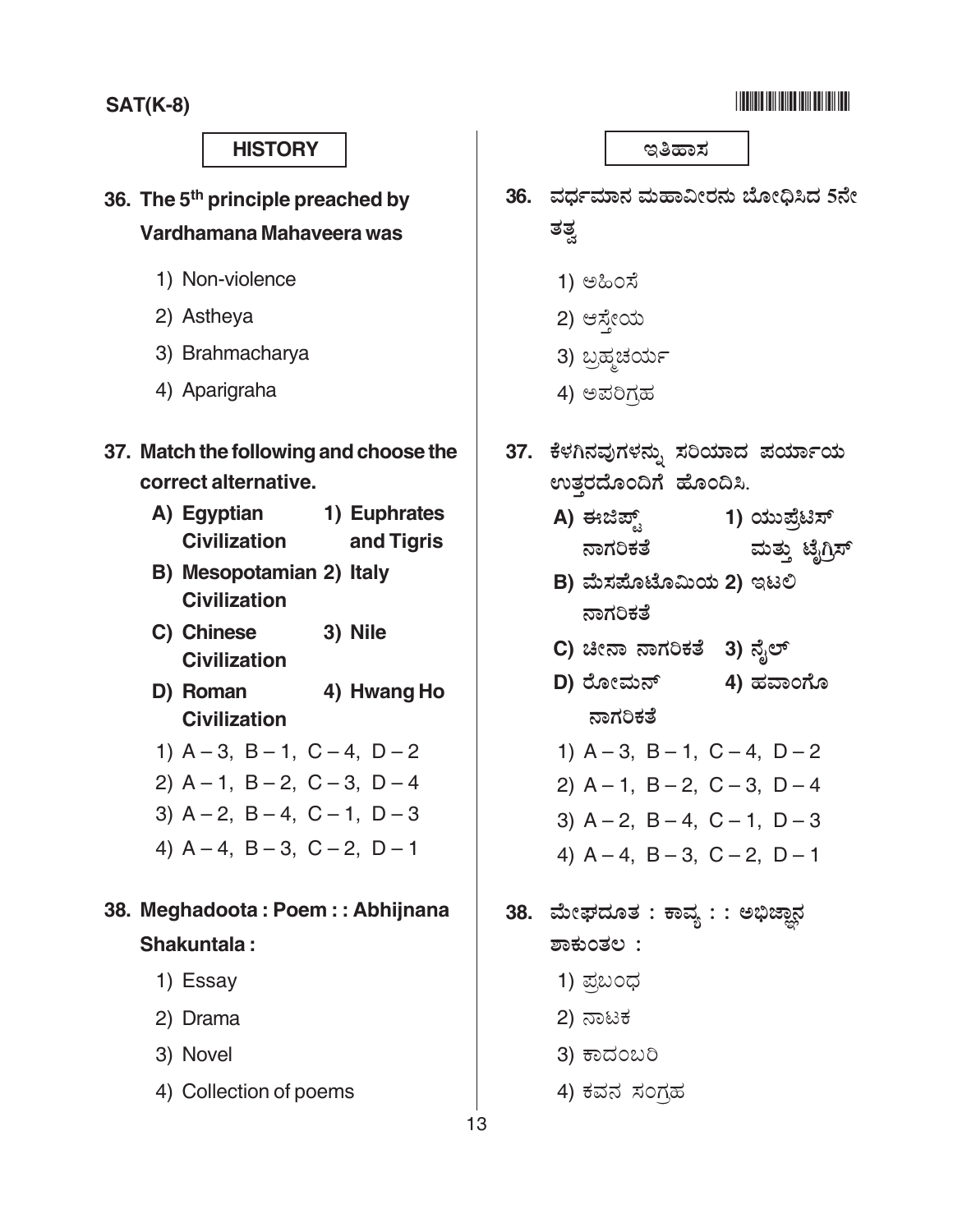## HISTORY

36. The 5[th] principle preached by Vardhamana Mahaveera was

    1) Non-violence
    2) Astheya
    3) Brahmacharya
    4) Aparigraha

37. Match the following and choose the correct alternative.

| | | | |
|---|---|---|---|
| A) | Egyptian Civilization | 1) | Euphrates and Tigris |
| B) | Mesopotamian Civilization | 2) | Italy |
| C) | Chinese Civilization | 3) | Nile |
| D) | Roman Civilization | 4) | Hwang Ho |

    1) A – 3, B – 1, C – 4, D – 2
    2) A – 1, B – 2, C – 3, D – 4
    3) A – 2, B – 4, C – 1, D – 3
    4) A – 4, B – 3, C – 2, D – 1

38. Meghadoota : Poem : : Abhijnana Shakuntala :

    1) Essay
    2) Drama
    3) Novel
    4) Collection of poems

## ಇತಿಹಾಸ

36. ವರ್ಧಮಾನ ಮಹಾವೀರನು ಬೋಧಿಸಿದ 5ನೇ ತತ್ವ

    1) ಅಹಿಂಸೆ
    2) ಅಸ್ತೇಯ
    3) ಬ್ರಹ್ಮಚರ್ಯ
    4) ಅಪರಿಗ್ರಹ

37. ಕೆಳಗಿನವುಗಳನ್ನು ಸರಿಯಾದ ಪರ್ಯಾಯ ಉತ್ತರದೊಂದಿಗೆ ಹೊಂದಿಸಿ.

| | | | |
|---|---|---|---|
| A) | ಈಜಿಪ್ಟ್ ನಾಗರಿಕತೆ | 1) | ಯುಪ್ರೆಟಿಸ್ ಮತ್ತು ಟೈಗ್ರಿಸ್ |
| B) | ಮೆಸಪೊಟೊಮಿಯ ನಾಗರಿಕತೆ | 2) | ಇಟಲಿ |
| C) | ಚೀನಾ ನಾಗರಿಕತೆ | 3) | ನೈಲ್ |
| D) | ರೋಮನ್ ನಾಗರಿಕತೆ | 4) | ಹವಾಂಗೊ |

    1) A – 3, B – 1, C – 4, D – 2
    2) A – 1, B – 2, C – 3, D – 4
    3) A – 2, B – 4, C – 1, D – 3
    4) A – 4, B – 3, C – 2, D – 1

38. ಮೇಘದೂತ : ಕಾವ್ಯ : : ಅಭಿಜ್ಞಾನ ಶಾಕುಂತಲ :

    1) ಪ್ರಬಂಧ
    2) ನಾಟಕ
    3) ಕಾದಂಬರಿ
    4) ಕವನ ಸಂಗ್ರಹ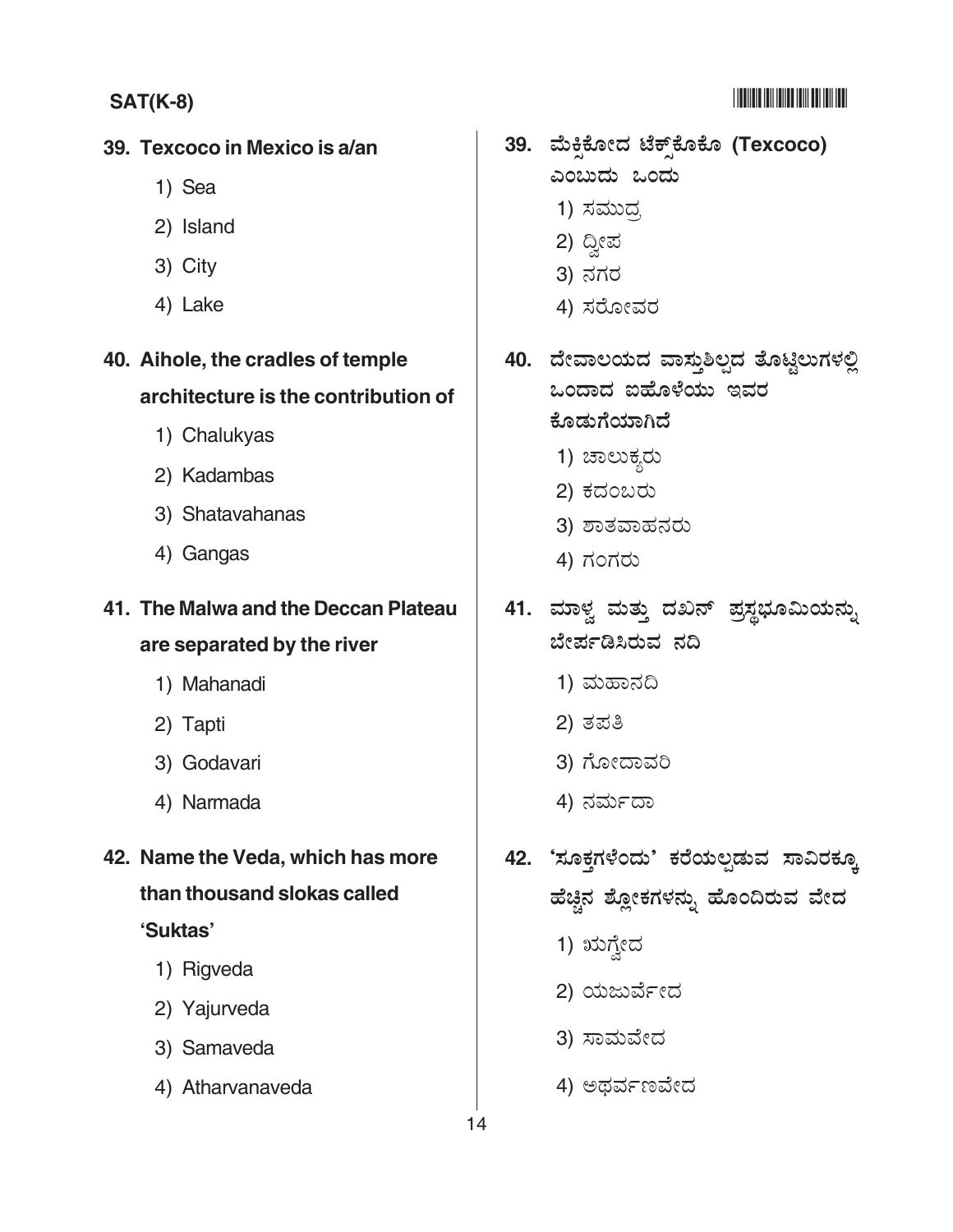39. **Texcoco in Mexico is a/an**
    1) Sea
    2) Island
    3) City
    4) Lake

40. **Aihole, the cradles of temple architecture is the contribution of**
    1) Chalukyas
    2) Kadambas
    3) Shatavahanas
    4) Gangas

41. **The Malwa and the Deccan Plateau are separated by the river**
    1) Mahanadi
    2) Tapti
    3) Godavari
    4) Narmada

42. **Name the Veda, which has more than thousand slokas called 'Suktas'**
    1) Rigveda
    2) Yajurveda
    3) Samaveda
    4) Atharvanaveda

39. **ಮೆಕ್ಸಿಕೋದ ಟೆಕ್ಸ್‌ಕೊಕೊ (Texcoco) ಎಂಬುದು ಒಂದು**
    1) ಸಮುದ್ರ
    2) ದ್ವೀಪ
    3) ನಗರ
    4) ಸರೋವರ

40. **ದೇವಾಲಯದ ವಾಸ್ತುಶಿಲ್ಪದ ತೊಟ್ಟಿಲುಗಳಲ್ಲಿ ಒಂದಾದ ಐಹೊಳೆಯು ಇವರ ಕೊಡುಗೆಯಾಗಿದೆ**
    1) ಚಾಲುಕ್ಯರು
    2) ಕದಂಬರು
    3) ಶಾತವಾಹನರು
    4) ಗಂಗರು

41. **ಮಾಳ್ವ ಮತ್ತು ದಖನ್ ಪ್ರಸ್ಥಭೂಮಿಯನ್ನು ಬೇರ್ಪಡಿಸಿರುವ ನದಿ**
    1) ಮಹಾನದಿ
    2) ತಪತಿ
    3) ಗೋದಾವರಿ
    4) ನರ್ಮದಾ

42. **'ಸೂಕ್ತಗಳೆಂದು' ಕರೆಯಲ್ಪಡುವ ಸಾವಿರಕ್ಕೂ ಹೆಚ್ಚಿನ ಶ್ಲೋಕಗಳನ್ನು ಹೊಂದಿರುವ ವೇದ**
    1) ಋಗ್ವೇದ
    2) ಯಜುರ್ವೇದ
    3) ಸಾಮವೇದ
    4) ಅಥರ್ವಣವೇದ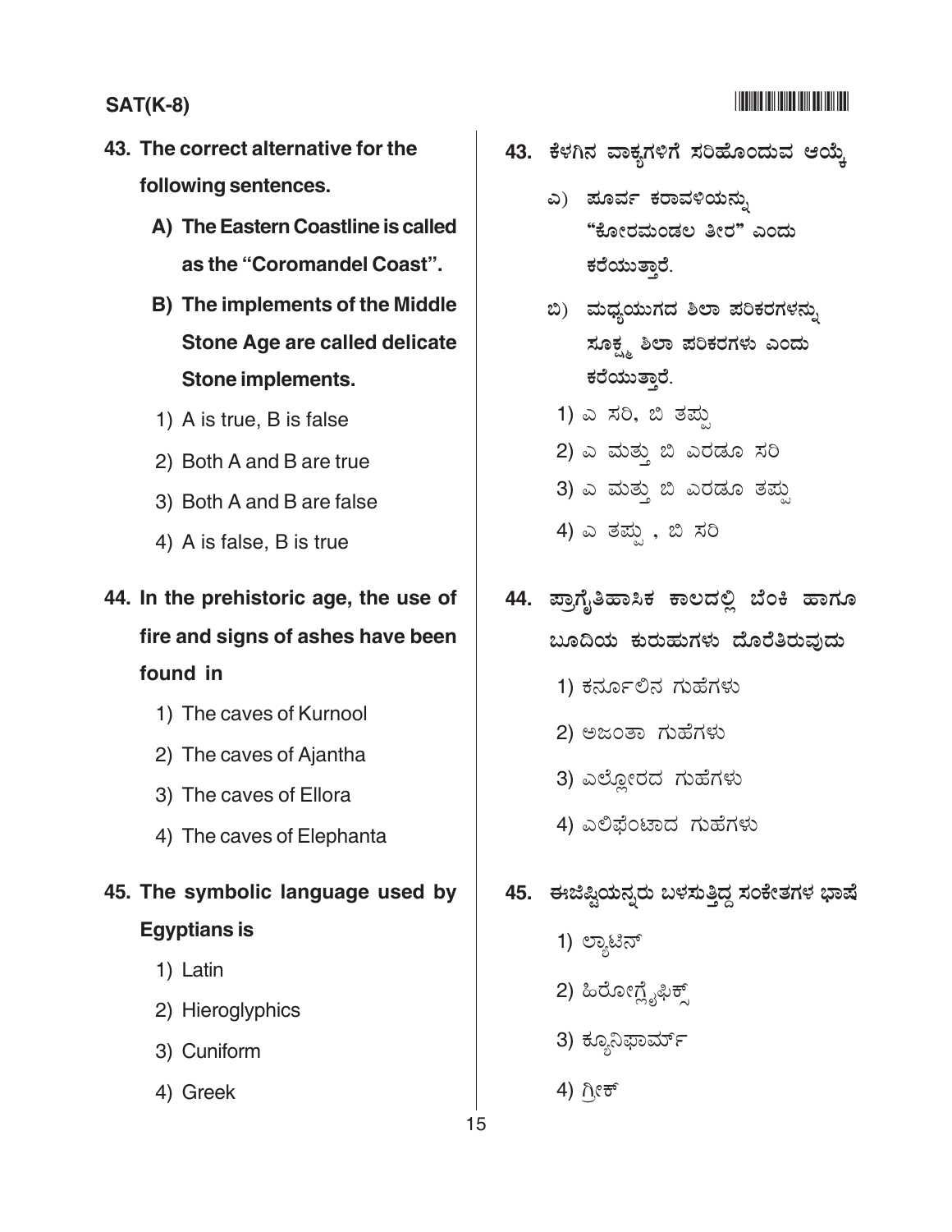**43. The correct alternative for the following sentences.**

**A) The Eastern Coastline is called as the "Coromandel Coast".**

**B) The implements of the Middle Stone Age are called delicate Stone implements.**

1) A is true, B is false

2) Both A and B are true

3) Both A and B are false

4) A is false, B is true

**44. In the prehistoric age, the use of fire and signs of ashes have been found in**

1) The caves of Kurnool

2) The caves of Ajantha

3) The caves of Ellora

4) The caves of Elephanta

**45. The symbolic language used by Egyptians is**

1) Latin

2) Hieroglyphics

3) Cuniform

4) Greek

**43. ಕೆಳಗಿನ ವಾಕ್ಯಗಳಿಗೆ ಸರಿಹೊಂದುವ ಆಯ್ಕೆ**

**ಎ) ಪೂರ್ವ ಕರಾವಳಿಯನ್ನು "ಕೋರಮಂಡಲ ತೀರ" ಎಂದು ಕರೆಯುತ್ತಾರೆ.**

**ಬಿ) ಮಧ್ಯಯುಗದ ಶಿಲಾ ಪರಿಕರಗಳನ್ನು ಸೂಕ್ಷ್ಮ ಶಿಲಾ ಪರಿಕರಗಳು ಎಂದು ಕರೆಯುತ್ತಾರೆ.**

1) ಎ ಸರಿ, ಬಿ ತಪ್ಪು

2) ಎ ಮತ್ತು ಬಿ ಎರಡೂ ಸರಿ

3) ಎ ಮತ್ತು ಬಿ ಎರಡೂ ತಪ್ಪು

4) ಎ ತಪ್ಪು , ಬಿ ಸರಿ

**44. ಪ್ರಾಗೈತಿಹಾಸಿಕ ಕಾಲದಲ್ಲಿ ಬೆಂಕಿ ಹಾಗೂ ಬೂದಿಯ ಕುರುಹುಗಳು ದೊರೆತಿರುವುದು**

1) ಕರ್ನೂಲಿನ ಗುಹೆಗಳು

2) ಅಜಂತಾ ಗುಹೆಗಳು

3) ಎಲ್ಲೋರದ ಗುಹೆಗಳು

4) ಎಲಿಫೆಂಟಾದ ಗುಹೆಗಳು

**45. ಈಜಿಪ್ಷಿಯನ್ನರು ಬಳಸುತ್ತಿದ್ದ ಸಂಕೇತಗಳ ಭಾಷೆ**

1) ಲ್ಯಾಟಿನ್

2) ಹಿರೋಗ್ಲೈಫಿಕ್ಸ್

3) ಕ್ಯೂನಿಫಾರ್ಮ್

4) ಗ್ರೀಕ್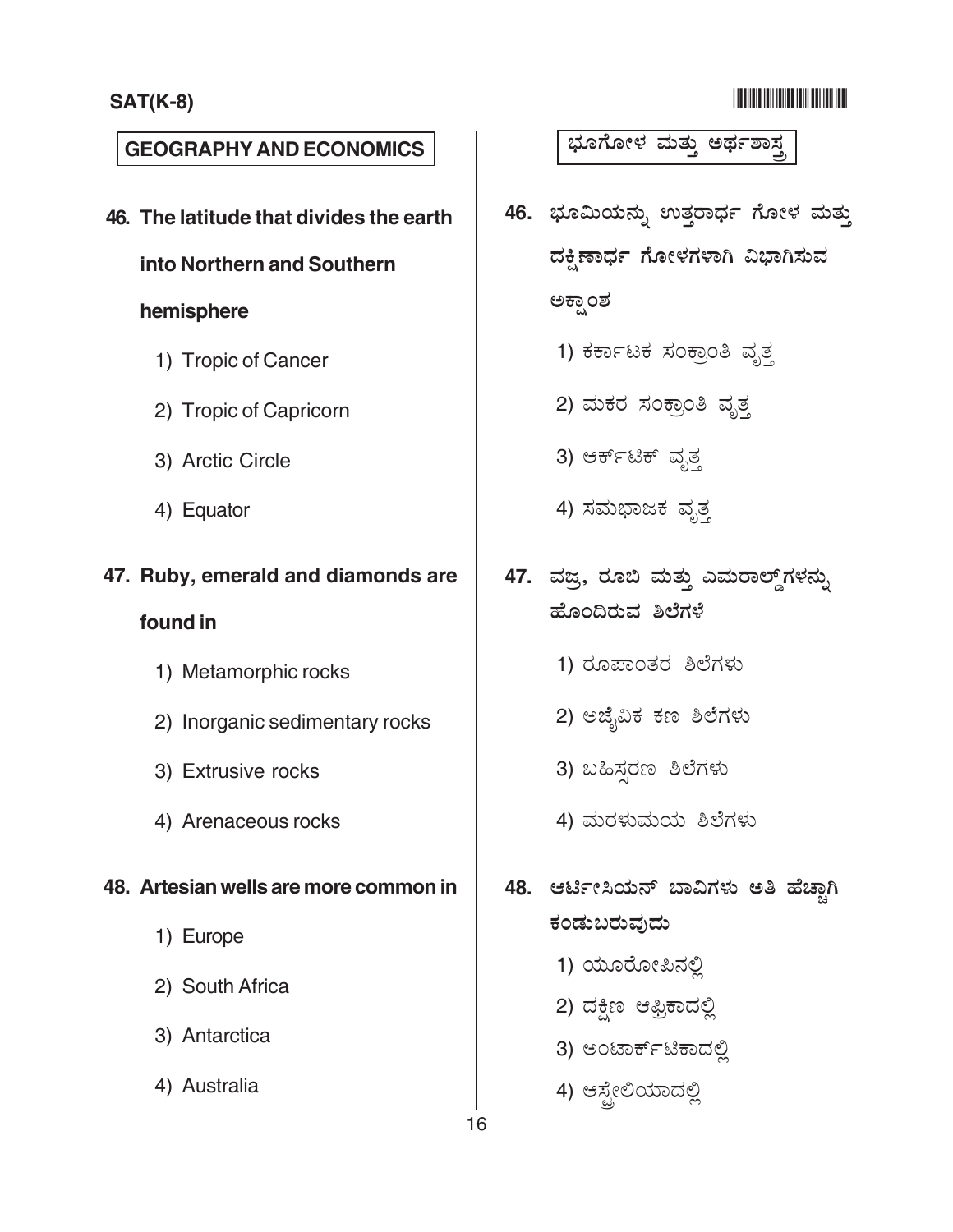## GEOGRAPHY AND ECONOMICS

**46. The latitude that divides the earth into Northern and Southern hemisphere**

1) Tropic of Cancer
2) Tropic of Capricorn
3) Arctic Circle
4) Equator

**47. Ruby, emerald and diamonds are found in**

1) Metamorphic rocks
2) Inorganic sedimentary rocks
3) Extrusive rocks
4) Arenaceous rocks

**48. Artesian wells are more common in**

1) Europe
2) South Africa
3) Antarctica
4) Australia

## ಭೂಗೋಳ ಮತ್ತು ಅರ್ಥಶಾಸ್ತ್ರ

**46. ಭೂಮಿಯನ್ನು ಉತ್ತರಾರ್ಧ ಗೋಳ ಮತ್ತು ದಕ್ಷಿಣಾರ್ಧ ಗೋಳಗಳಾಗಿ ವಿಭಾಗಿಸುವ ಅಕ್ಷಾಂಶ**

1) ಕರ್ಕಾಟಕ ಸಂಕ್ರಾಂತಿ ವೃತ್ತ
2) ಮಕರ ಸಂಕ್ರಾಂತಿ ವೃತ್ತ
3) ಆರ್ಕ್‌ಟಿಕ್ ವೃತ್ತ
4) ಸಮಭಾಜಕ ವೃತ್ತ

**47. ವಜ್ರ, ರೂಬಿ ಮತ್ತು ಎಮರಾಲ್ಡ್‌ಗಳನ್ನು ಹೊಂದಿರುವ ಶಿಲೆಗಳೆ**

1) ರೂಪಾಂತರ ಶಿಲೆಗಳು
2) ಅಜೈವಿಕ ಕಣ ಶಿಲೆಗಳು
3) ಬಹಿಸ್ಸರಣ ಶಿಲೆಗಳು
4) ಮರಳುಮಯ ಶಿಲೆಗಳು

**48. ಆರ್ಟೀಸಿಯನ್ ಬಾವಿಗಳು ಅತಿ ಹೆಚ್ಚಾಗಿ ಕಂಡುಬರುವುದು**

1) ಯೂರೋಪಿನಲ್ಲಿ
2) ದಕ್ಷಿಣ ಆಫ್ರಿಕಾದಲ್ಲಿ
3) ಅಂಟಾರ್ಕ್‌ಟಿಕಾದಲ್ಲಿ
4) ಆಸ್ಟ್ರೇಲಿಯಾದಲ್ಲಿ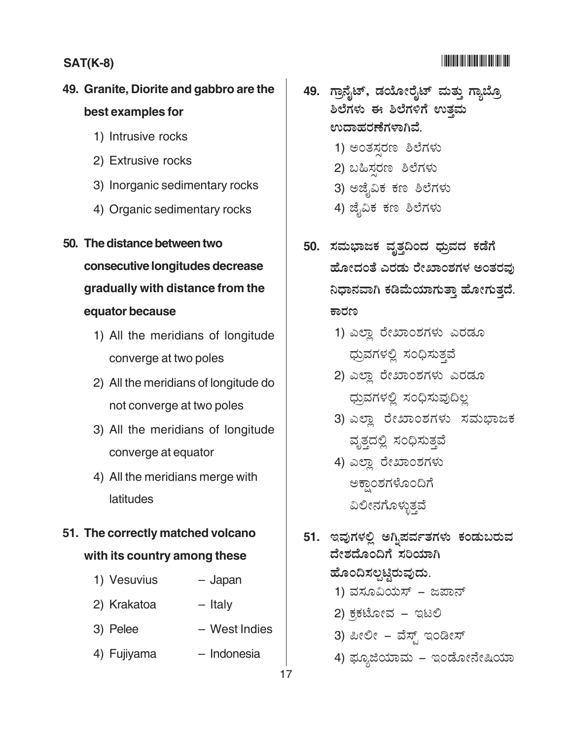49. Granite, Diorite and gabbro are the best examples for

1) Intrusive rocks
2) Extrusive rocks
3) Inorganic sedimentary rocks
4) Organic sedimentary rocks

50. The distance between two consecutive longitudes decrease gradually with distance from the equator because

1) All the meridians of longitude converge at two poles
2) All the meridians of longitude do not converge at two poles
3) All the meridians of longitude converge at equator
4) All the meridians merge with latitudes

51. The correctly matched volcano with its country among these

1) Vesuvius – Japan
2) Krakatoa – Italy
3) Pelee – West Indies
4) Fujiyama – Indonesia

49. ಗ್ರಾನೈಟ್, ಡಯೋರೈಟ್ ಮತ್ತು ಗ್ಯಾಬ್ರೊ ಶಿಲೆಗಳು ಈ ಶಿಲೆಗಳಿಗೆ ಉತ್ತಮ ಉದಾಹರಣೆಗಳಾಗಿವೆ.

1) ಅಂತಸ್ಸರಣ ಶಿಲೆಗಳು
2) ಬಹಿಸ್ಸರಣ ಶಿಲೆಗಳು
3) ಅಜೈವಿಕ ಕಣ ಶಿಲೆಗಳು
4) ಜೈವಿಕ ಕಣ ಶಿಲೆಗಳು

50. ಸಮಭಾಜಕ ವೃತ್ತದಿಂದ ಧ್ರುವದ ಕಡೆಗೆ ಹೋದಂತೆ ಎರಡು ರೇಖಾಂಶಗಳ ಅಂತರವು ನಿಧಾನವಾಗಿ ಕಡಿಮೆಯಾಗುತ್ತಾ ಹೋಗುತ್ತದೆ. ಕಾರಣ

1) ಎಲ್ಲಾ ರೇಖಾಂಶಗಳು ಎರಡೂ ಧ್ರುವಗಳಲ್ಲಿ ಸಂಧಿಸುತ್ತವೆ
2) ಎಲ್ಲಾ ರೇಖಾಂಶಗಳು ಎರಡೂ ಧ್ರುವಗಳಲ್ಲಿ ಸಂಧಿಸುವುದಿಲ್ಲ
3) ಎಲ್ಲಾ ರೇಖಾಂಶಗಳು ಸಮಭಾಜಕ ವೃತ್ತದಲ್ಲಿ ಸಂಧಿಸುತ್ತವೆ
4) ಎಲ್ಲಾ ರೇಖಾಂಶಗಳು ಅಕ್ಷಾಂಶಗಳೊಂದಿಗೆ ವಿಲೀನಗೊಳ್ಳುತ್ತವೆ

51. ಇವುಗಳಲ್ಲಿ ಅಗ್ನಿಪರ್ವತಗಳು ಕಂಡುಬರುವ ದೇಶದೊಂದಿಗೆ ಸರಿಯಾಗಿ ಹೊಂದಿಸಲ್ಪಟ್ಟಿರುವುದು.

1) ವಸೂವಿಯಸ್ – ಜಪಾನ್
2) ಕ್ರಕಟೋವ – ಇಟಲಿ
3) ಪೀಲೀ – ವೆಸ್ಟ್ ಇಂಡೀಸ್
4) ಫ್ಯೂಜಿಯಾಮ – ಇಂಡೋನೇಷಿಯಾ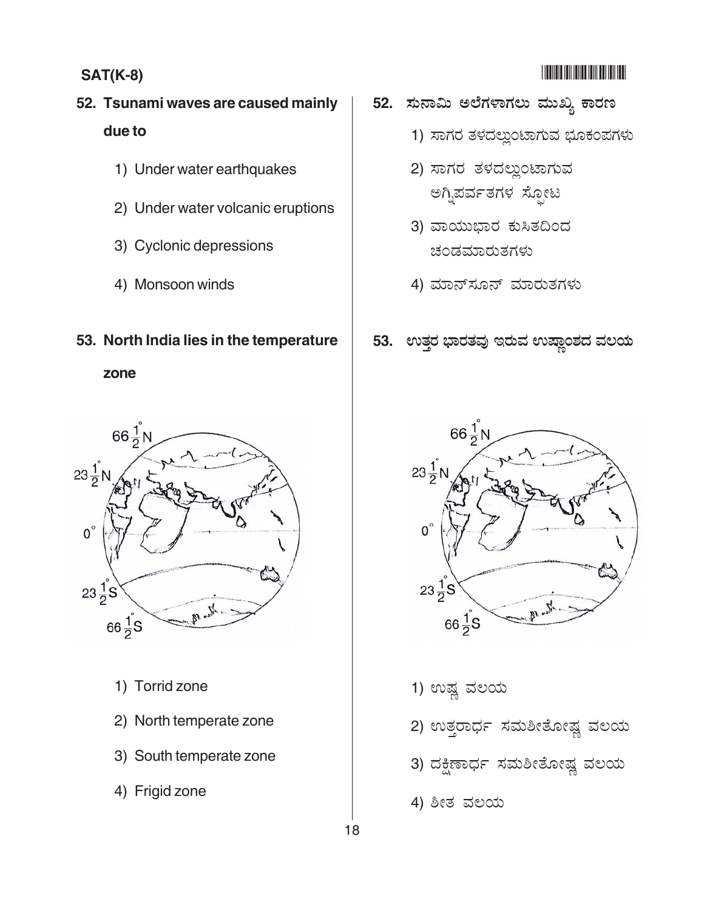**52. Tsunami waves are caused mainly due to**

1) Under water earthquakes
2) Under water volcanic eruptions
3) Cyclonic depressions
4) Monsoon winds

**52. ಸುನಾಮಿ ಅಲೆಗಳಾಗಲು ಮುಖ್ಯ ಕಾರಣ**

1) ಸಾಗರ ತಳದಲ್ಲುಂಟಾಗುವ ಭೂಕಂಪಗಳು
2) ಸಾಗರ ತಳದಲ್ಲುಂಟಾಗುವ ಅಗ್ನಿಪರ್ವತಗಳ ಸ್ಫೋಟ
3) ವಾಯುಭಾರ ಕುಸಿತದಿಂದ ಚಂಡಮಾರುತಗಳು
4) ಮಾನ್‌ಸೂನ್ ಮಾರುತಗಳು

**53. North India lies in the temperature zone**

$66\frac{1}{2}^\circ N$, $23\frac{1}{2}^\circ N$, $0^\circ$, $23\frac{1}{2}^\circ S$, $66\frac{1}{2}^\circ S$

1) Torrid zone
2) North temperate zone
3) South temperate zone
4) Frigid zone

**53. ಉತ್ತರ ಭಾರತವು ಇರುವ ಉಷ್ಣಾಂಶದ ವಲಯ**

$66\frac{1}{2}^\circ N$, $23\frac{1}{2}^\circ N$, $0^\circ$, $23\frac{1}{2}^\circ S$, $66\frac{1}{2}^\circ S$

1) ಉಷ್ಣ ವಲಯ
2) ಉತ್ತರಾರ್ಧ ಸಮಶೀತೋಷ್ಣ ವಲಯ
3) ದಕ್ಷಿಣಾರ್ಧ ಸಮಶೀತೋಷ್ಣ ವಲಯ
4) ಶೀತ ವಲಯ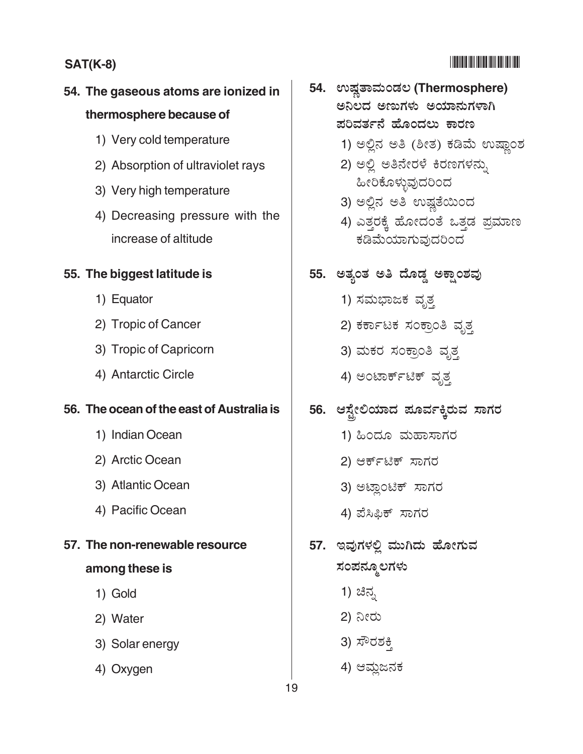**54. The gaseous atoms are ionized in thermosphere because of**

1) Very cold temperature
2) Absorption of ultraviolet rays
3) Very high temperature
4) Decreasing pressure with the increase of altitude

**55. The biggest latitude is**

1) Equator
2) Tropic of Cancer
3) Tropic of Capricorn
4) Antarctic Circle

**56. The ocean of the east of Australia is**

1) Indian Ocean
2) Arctic Ocean
3) Atlantic Ocean
4) Pacific Ocean

**57. The non-renewable resource among these is**

1) Gold
2) Water
3) Solar energy
4) Oxygen

**54. ಉಷ್ಣತಾಮಂಡಲ (Thermosphere) ಅನಿಲದ ಅಣುಗಳು ಅಯಾನುಗಳಾಗಿ ಪರಿವರ್ತನೆ ಹೊಂದಲು ಕಾರಣ**

1) ಅಲ್ಲಿನ ಅತಿ (ಶೀತ) ಕಡಿಮೆ ಉಷ್ಣಾಂಶ
2) ಅಲ್ಲಿ ಅತಿನೇರಳೆ ಕಿರಣಗಳನ್ನು ಹೀರಿಕೊಳ್ಳುವುದರಿಂದ
3) ಅಲ್ಲಿನ ಅತಿ ಉಷ್ಣತೆಯಿಂದ
4) ಎತ್ತರಕ್ಕೆ ಹೋದಂತೆ ಒತ್ತಡ ಪ್ರಮಾಣ ಕಡಿಮೆಯಾಗುವುದರಿಂದ

**55. ಅತ್ಯಂತ ಅತಿ ದೊಡ್ಡ ಅಕ್ಷಾಂಶವು**

1) ಸಮಭಾಜಕ ವೃತ್ತ
2) ಕರ್ಕಾಟಕ ಸಂಕ್ರಾಂತಿ ವೃತ್ತ
3) ಮಕರ ಸಂಕ್ರಾಂತಿ ವೃತ್ತ
4) ಅಂಟಾರ್ಕ್‌ಟಿಕ್ ವೃತ್ತ

**56. ಆಸ್ಟ್ರೇಲಿಯಾದ ಪೂರ್ವಕ್ಕಿರುವ ಸಾಗರ**

1) ಹಿಂದೂ ಮಹಾಸಾಗರ
2) ಆರ್ಕ್‌ಟಿಕ್ ಸಾಗರ
3) ಅಟ್ಲಾಂಟಿಕ್ ಸಾಗರ
4) ಪೆಸಿಫಿಕ್ ಸಾಗರ

**57. ಇವುಗಳಲ್ಲಿ ಮುಗಿದು ಹೋಗುವ ಸಂಪನ್ಮೂಲಗಳು**

1) ಚಿನ್ನ
2) ನೀರು
3) ಸೌರಶಕ್ತಿ
4) ಆಮ್ಲಜನಕ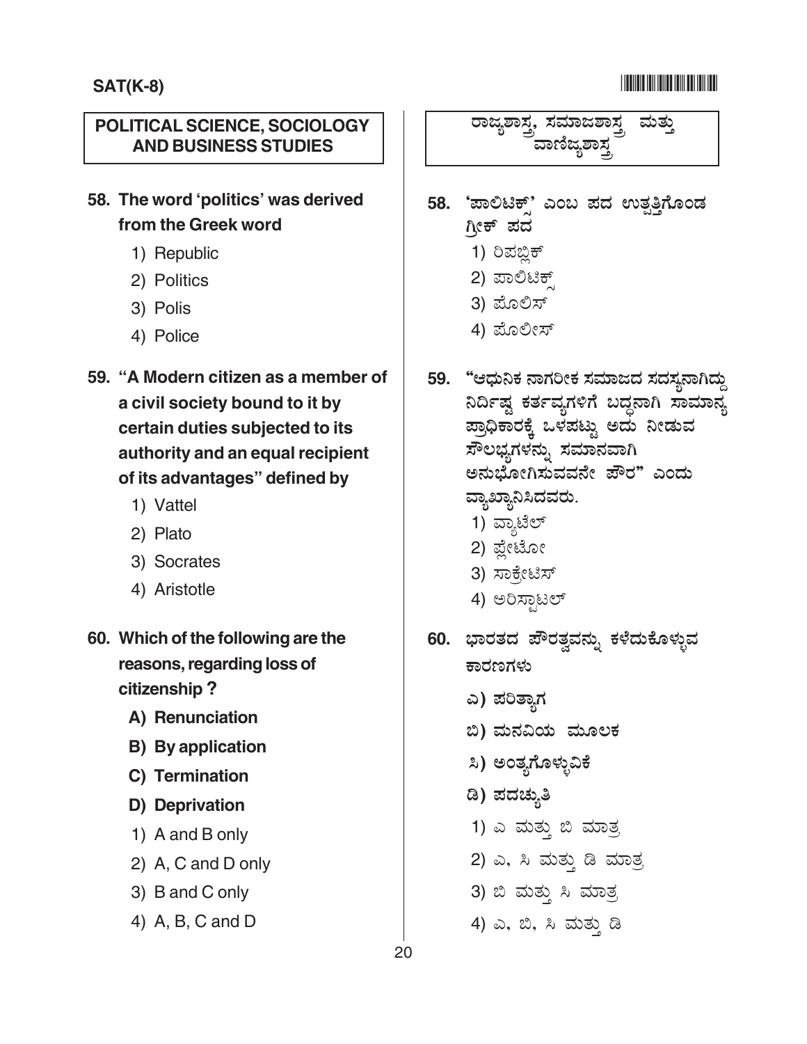## POLITICAL SCIENCE, SOCIOLOGY AND BUSINESS STUDIES

**58. The word 'politics' was derived from the Greek word**

1) Republic
2) Politics
3) Polis
4) Police

**59. "A Modern citizen as a member of a civil society bound to it by certain duties subjected to its authority and an equal recipient of its advantages" defined by**

1) Vattel
2) Plato
3) Socrates
4) Aristotle

**60. Which of the following are the reasons, regarding loss of citizenship ?**

**A) Renunciation**

**B) By application**

**C) Termination**

**D) Deprivation**

1) A and B only
2) A, C and D only
3) B and C only
4) A, B, C and D

## ರಾಜ್ಯಶಾಸ್ತ್ರ, ಸಮಾಜಶಾಸ್ತ್ರ ಮತ್ತು ವಾಣಿಜ್ಯಶಾಸ್ತ್ರ

**58. 'ಪಾಲಿಟಿಕ್ಸ್' ಎಂಬ ಪದ ಉತ್ಪತ್ತಿಗೊಂಡ ಗ್ರೀಕ್ ಪದ**

1) ರಿಪಬ್ಲಿಕ್
2) ಪಾಲಿಟಿಕ್ಸ್
3) ಪೊಲಿಸ್
4) ಪೊಲೀಸ್

**59. "ಆಧುನಿಕ ನಾಗರೀಕ ಸಮಾಜದ ಸದಸ್ಯನಾಗಿದ್ದು ನಿರ್ದಿಷ್ಟ ಕರ್ತವ್ಯಗಳಿಗೆ ಬದ್ಧನಾಗಿ ಸಾಮಾನ್ಯ ಪ್ರಾಧಿಕಾರಕ್ಕೆ ಒಳಪಟ್ಟು ಅದು ನೀಡುವ ಸೌಲಭ್ಯಗಳನ್ನು ಸಮಾನವಾಗಿ ಅನುಭೋಗಿಸುವವನೇ ಪೌರ" ಎಂದು ವ್ಯಾಖ್ಯಾನಿಸಿದವರು.**

1) ವ್ಯಾಟೆಲ್
2) ಪ್ಲೇಟೋ
3) ಸಾಕ್ರೇಟಿಸ್
4) ಅರಿಸ್ಟಾಟಲ್

**60. ಭಾರತದ ಪೌರತ್ವವನ್ನು ಕಳೆದುಕೊಳ್ಳುವ ಕಾರಣಗಳು**

**ಎ) ಪರಿತ್ಯಾಗ**

**ಬಿ) ಮನವಿಯ ಮೂಲಕ**

**ಸಿ) ಅಂತ್ಯಗೊಳ್ಳುವಿಕೆ**

**ಡಿ) ಪದಚ್ಯುತಿ**

1) ಎ ಮತ್ತು ಬಿ ಮಾತ್ರ
2) ಎ, ಸಿ ಮತ್ತು ಡಿ ಮಾತ್ರ
3) ಬಿ ಮತ್ತು ಸಿ ಮಾತ್ರ
4) ಎ, ಬಿ, ಸಿ ಮತ್ತು ಡಿ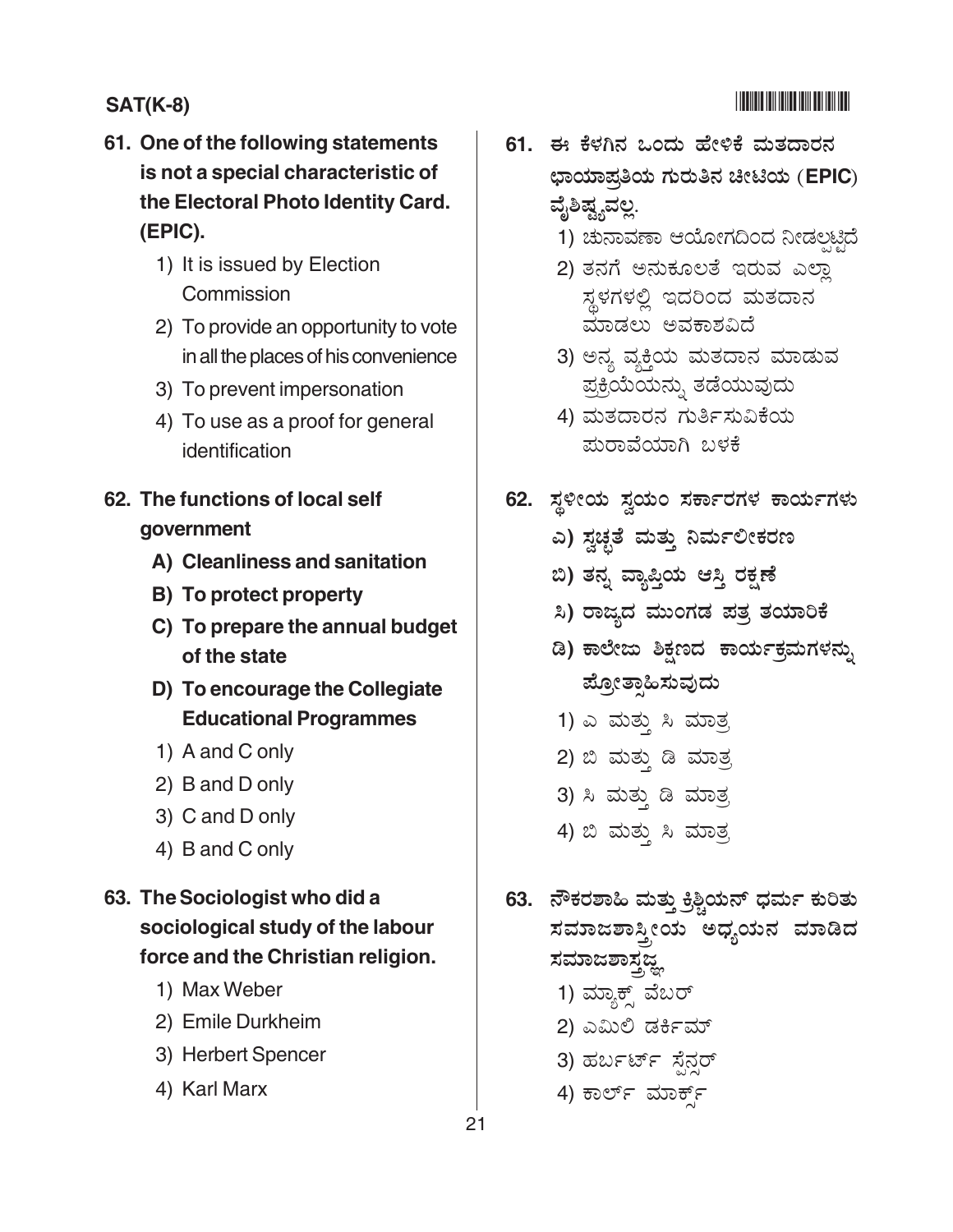**61. One of the following statements is not a special characteristic of the Electoral Photo Identity Card. (EPIC).**

1) It is issued by Election Commission
2) To provide an opportunity to vote in all the places of his convenience
3) To prevent impersonation
4) To use as a proof for general identification

**62. The functions of local self government**

**A) Cleanliness and sanitation**

**B) To protect property**

**C) To prepare the annual budget of the state**

**D) To encourage the Collegiate Educational Programmes**

1) A and C only
2) B and D only
3) C and D only
4) B and C only

**63. The Sociologist who did a sociological study of the labour force and the Christian religion.**

1) Max Weber
2) Emile Durkheim
3) Herbert Spencer
4) Karl Marx

**61. ಈ ಕೆಳಗಿನ ಒಂದು ಹೇಳಿಕೆ ಮತದಾರನ ಛಾಯಾಪ್ರತಿಯ ಗುರುತಿನ ಚೀಟಿಯ (EPIC) ವೈಶಿಷ್ಟ್ಯವಲ್ಲ.**

1) ಚುನಾವಣಾ ಆಯೋಗದಿಂದ ನೀಡಲ್ಪಟ್ಟಿದೆ
2) ತನಗೆ ಅನುಕೂಲತೆ ಇರುವ ಎಲ್ಲಾ ಸ್ಥಳಗಳಲ್ಲಿ ಇದರಿಂದ ಮತದಾನ ಮಾಡಲು ಅವಕಾಶವಿದೆ
3) ಅನ್ಯ ವ್ಯಕ್ತಿಯ ಮತದಾನ ಮಾಡುವ ಪ್ರಕ್ರಿಯೆಯನ್ನು ತಡೆಯುವುದು
4) ಮತದಾರನ ಗುರ್ತಿಸುವಿಕೆಯ ಪುರಾವೆಯಾಗಿ ಬಳಕೆ

**62. ಸ್ಥಳೀಯ ಸ್ವಯಂ ಸರ್ಕಾರಗಳ ಕಾರ್ಯಗಳು**

**ಎ) ಸ್ವಚ್ಛತೆ ಮತ್ತು ನಿರ್ಮಲೀಕರಣ**

**ಬಿ) ತನ್ನ ವ್ಯಾಪ್ತಿಯ ಆಸ್ತಿ ರಕ್ಷಣೆ**

**ಸಿ) ರಾಜ್ಯದ ಮುಂಗಡ ಪತ್ರ ತಯಾರಿಕೆ**

**ಡಿ) ಕಾಲೇಜು ಶಿಕ್ಷಣದ ಕಾರ್ಯಕ್ರಮಗಳನ್ನು ಪ್ರೋತ್ಸಾಹಿಸುವುದು**

1) ಎ ಮತ್ತು ಸಿ ಮಾತ್ರ
2) ಬಿ ಮತ್ತು ಡಿ ಮಾತ್ರ
3) ಸಿ ಮತ್ತು ಡಿ ಮಾತ್ರ
4) ಬಿ ಮತ್ತು ಸಿ ಮಾತ್ರ

**63. ನೌಕರಶಾಹಿ ಮತ್ತು ಕ್ರಿಶ್ಚಿಯನ್ ಧರ್ಮ ಕುರಿತು ಸಮಾಜಶಾಸ್ತ್ರೀಯ ಅಧ್ಯಯನ ಮಾಡಿದ ಸಮಾಜಶಾಸ್ತ್ರಜ್ಞ**

1) ಮ್ಯಾಕ್ಸ್ ವೆಬರ್
2) ಎಮಿಲಿ ಡರ್ಕಿಮ್
3) ಹರ್ಬರ್ಟ್ ಸ್ಪೆನ್ಸರ್
4) ಕಾರ್ಲ್ ಮಾರ್ಕ್ಸ್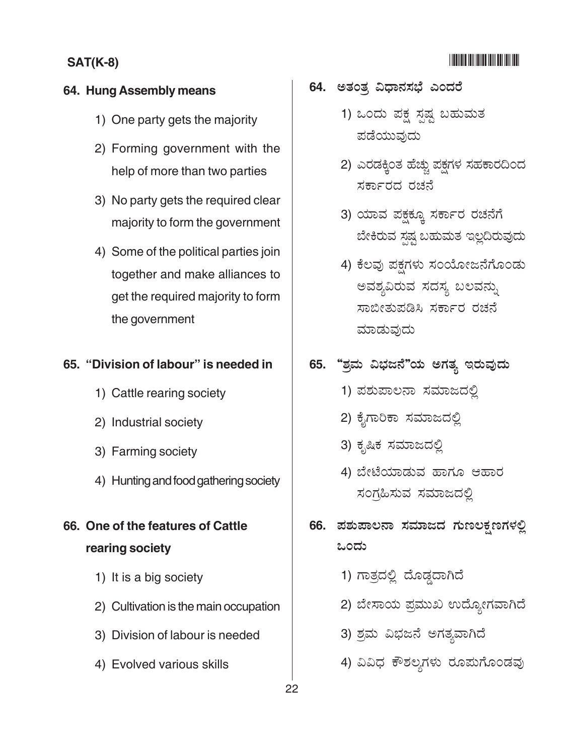**64. Hung Assembly means**

1) One party gets the majority

2) Forming government with the help of more than two parties

3) No party gets the required clear majority to form the government

4) Some of the political parties join together and make alliances to get the required majority to form the government

**65. "Division of labour" is needed in**

1) Cattle rearing society

2) Industrial society

3) Farming society

4) Hunting and food gathering society

**66. One of the features of Cattle rearing society**

1) It is a big society

2) Cultivation is the main occupation

3) Division of labour is needed

4) Evolved various skills

**64. ಅತಂತ್ರ ವಿಧಾನಸಭೆ ಎಂದರೆ**

1) ಒಂದು ಪಕ್ಷ ಸ್ಪಷ್ಟ ಬಹುಮತ ಪಡೆಯುವುದು

2) ಎರಡಕ್ಕಿಂತ ಹೆಚ್ಚು ಪಕ್ಷಗಳ ಸಹಕಾರದಿಂದ ಸರ್ಕಾರದ ರಚನೆ

3) ಯಾವ ಪಕ್ಷಕ್ಕೂ ಸರ್ಕಾರ ರಚನೆಗೆ ಬೇಕಿರುವ ಸ್ಪಷ್ಟ ಬಹುಮತ ಇಲ್ಲದಿರುವುದು

4) ಕೆಲವು ಪಕ್ಷಗಳು ಸಂಯೋಜನೆಗೊಂಡು ಅವಶ್ಯವಿರುವ ಸದಸ್ಯ ಬಲವನ್ನು ಸಾಬೀತುಪಡಿಸಿ ಸರ್ಕಾರ ರಚನೆ ಮಾಡುವುದು

**65. "ಶ್ರಮ ವಿಭಜನೆ"ಯ ಅಗತ್ಯ ಇರುವುದು**

1) ಪಶುಪಾಲನಾ ಸಮಾಜದಲ್ಲಿ

2) ಕೈಗಾರಿಕಾ ಸಮಾಜದಲ್ಲಿ

3) ಕೃಷಿಕ ಸಮಾಜದಲ್ಲಿ

4) ಬೇಟೆಯಾಡುವ ಹಾಗೂ ಆಹಾರ ಸಂಗ್ರಹಿಸುವ ಸಮಾಜದಲ್ಲಿ

**66. ಪಶುಪಾಲನಾ ಸಮಾಜದ ಗುಣಲಕ್ಷಣಗಳಲ್ಲಿ ಒಂದು**

1) ಗಾತ್ರದಲ್ಲಿ ದೊಡ್ಡದಾಗಿದೆ

2) ಬೇಸಾಯ ಪ್ರಮುಖ ಉದ್ಯೋಗವಾಗಿದೆ

3) ಶ್ರಮ ವಿಭಜನೆ ಅಗತ್ಯವಾಗಿದೆ

4) ವಿವಿಧ ಕೌಶಲ್ಯಗಳು ರೂಪುಗೊಂಡವು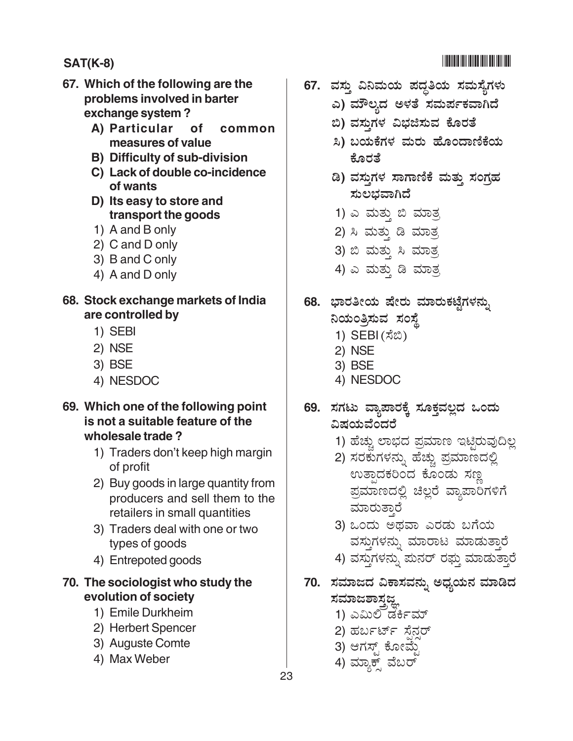67. Which of the following are the problems involved in barter exchange system ?
   - A) Particular of common measures of value
   - B) Difficulty of sub-division
   - C) Lack of double co-incidence of wants
   - D) Its easy to store and transport the goods
   1) A and B only
   2) C and D only
   3) B and C only
   4) A and D only

68. Stock exchange markets of India are controlled by
   1) SEBI
   2) NSE
   3) BSE
   4) NESDOC

69. Which one of the following point is not a suitable feature of the wholesale trade ?
   1) Traders don't keep high margin of profit
   2) Buy goods in large quantity from producers and sell them to the retailers in small quantities
   3) Traders deal with one or two types of goods
   4) Entrepoted goods

70. The sociologist who study the evolution of society
   1) Emile Durkheim
   2) Herbert Spencer
   3) Auguste Comte
   4) Max Weber

67. ವಸ್ತು ವಿನಿಮಯ ಪದ್ಧತಿಯ ಸಮಸ್ಯೆಗಳು
   - ಎ) ಮೌಲ್ಯದ ಅಳತೆ ಸಮರ್ಪಕವಾಗಿದೆ
   - ಬಿ) ವಸ್ತುಗಳ ವಿಭಜಿಸುವ ಕೊರತೆ
   - ಸಿ) ಬಯಕೆಗಳ ಮರು ಹೊಂದಾಣಿಕೆಯ ಕೊರತೆ
   - ಡಿ) ವಸ್ತುಗಳ ಸಾಗಾಣಿಕೆ ಮತ್ತು ಸಂಗ್ರಹ ಸುಲಭವಾಗಿದೆ
   1) ಎ ಮತ್ತು ಬಿ ಮಾತ್ರ
   2) ಸಿ ಮತ್ತು ಡಿ ಮಾತ್ರ
   3) ಬಿ ಮತ್ತು ಸಿ ಮಾತ್ರ
   4) ಎ ಮತ್ತು ಡಿ ಮಾತ್ರ

68. ಭಾರತೀಯ ಷೇರು ಮಾರುಕಟ್ಟೆಗಳನ್ನು ನಿಯಂತ್ರಿಸುವ ಸಂಸ್ಥೆ
   1) SEBI (ಸೆಬಿ)
   2) NSE
   3) BSE
   4) NESDOC

69. ಸಗಟು ವ್ಯಾಪಾರಕ್ಕೆ ಸೂಕ್ತವಲ್ಲದ ಒಂದು ವಿಷಯವೆಂದರೆ
   1) ಹೆಚ್ಚು ಲಾಭದ ಪ್ರಮಾಣ ಇಟ್ಟಿರುವುದಿಲ್ಲ
   2) ಸರಕುಗಳನ್ನು ಹೆಚ್ಚು ಪ್ರಮಾಣದಲ್ಲಿ ಉತ್ಪಾದಕರಿಂದ ಕೊಂಡು ಸಣ್ಣ ಪ್ರಮಾಣದಲ್ಲಿ ಚಿಲ್ಲರೆ ವ್ಯಾಪಾರಿಗಳಿಗೆ ಮಾರುತ್ತಾರೆ
   3) ಒಂದು ಅಥವಾ ಎರಡು ಬಗೆಯ ವಸ್ತುಗಳನ್ನು ಮಾರಾಟ ಮಾಡುತ್ತಾರೆ
   4) ವಸ್ತುಗಳನ್ನು ಪುನರ್ ರಫ್ತು ಮಾಡುತ್ತಾರೆ

70. ಸಮಾಜದ ವಿಕಾಸವನ್ನು ಅಧ್ಯಯನ ಮಾಡಿದ ಸಮಾಜಶಾಸ್ತ್ರಜ್ಞ
   1) ಎಮಿಲಿ ಡರ್ಕಿಮ್
   2) ಹರ್ಬರ್ಟ್ ಸ್ಪೆನ್ಸರ್
   3) ಆಗಸ್ಟ್ ಕೋಮ್ಟೆ
   4) ಮ್ಯಾಕ್ಸ್ ವೆಬರ್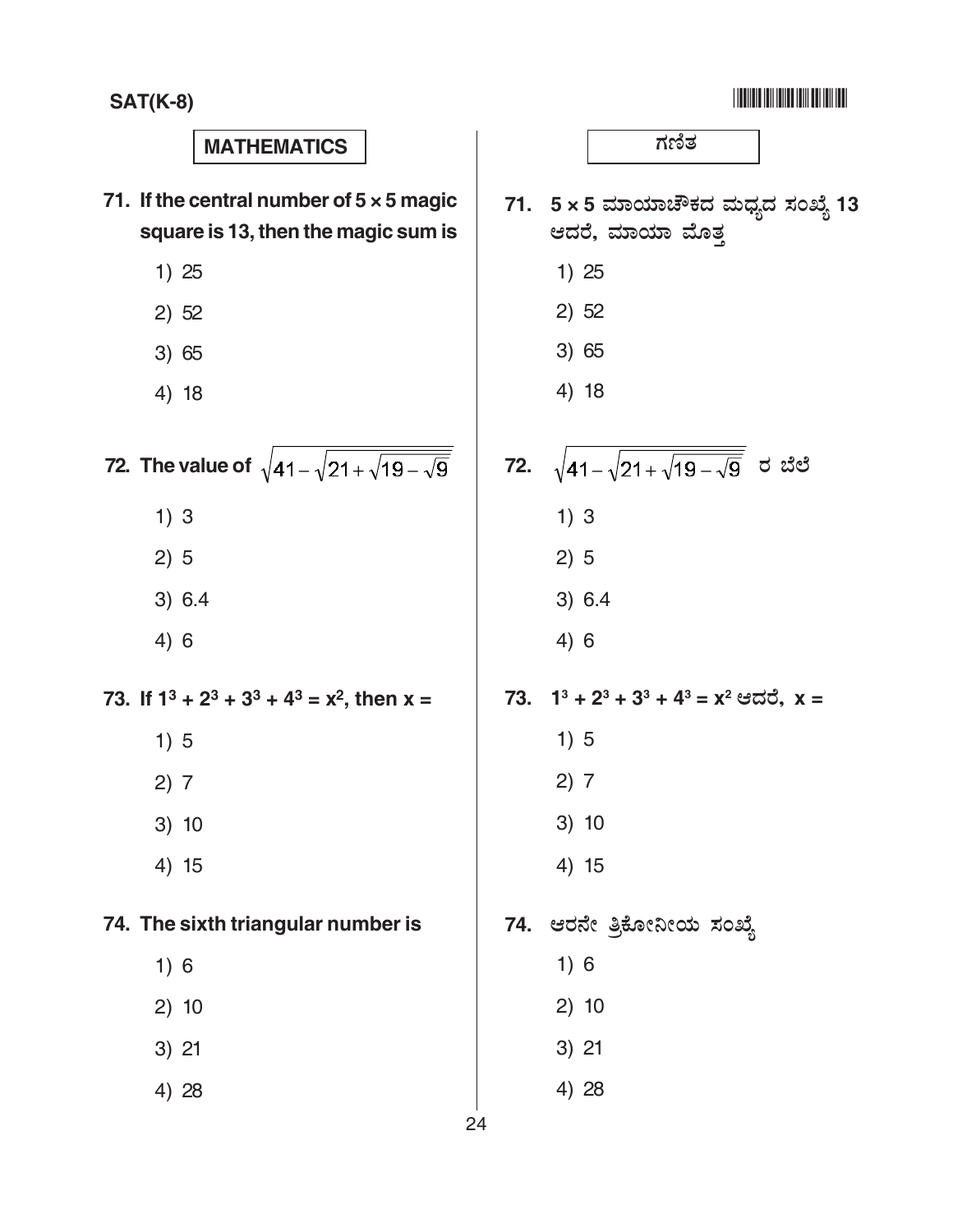SAT(K-8)

## MATHEMATICS

**71. If the central number of 5 × 5 magic square is 13, then the magic sum is**

1) 25
2) 52
3) 65
4) 18

**72. The value of** $\sqrt{41-\sqrt{21+\sqrt{19-\sqrt{9}}}}$

1) 3
2) 5
3) 6.4
4) 6

**73. If** $1^3 + 2^3 + 3^3 + 4^3 = x^2$**, then x =**

1) 5
2) 7
3) 10
4) 15

**74. The sixth triangular number is**

1) 6
2) 10
3) 21
4) 28

## ಗಣಿತ

**71. 5 × 5 ಮಾಯಾಚೌಕದ ಮಧ್ಯದ ಸಂಖ್ಯೆ 13 ಆದರೆ, ಮಾಯಾ ಮೊತ್ತ**

1) 25
2) 52
3) 65
4) 18

**72.** $\sqrt{41-\sqrt{21+\sqrt{19-\sqrt{9}}}}$ ರ ಬೆಲೆ

1) 3
2) 5
3) 6.4
4) 6

**73.** $1^3 + 2^3 + 3^3 + 4^3 = x^2$ ಆದರೆ, x =

1) 5
2) 7
3) 10
4) 15

**74. ಆರನೇ ತ್ರಿಕೋನೀಯ ಸಂಖ್ಯೆ**

1) 6
2) 10
3) 21
4) 28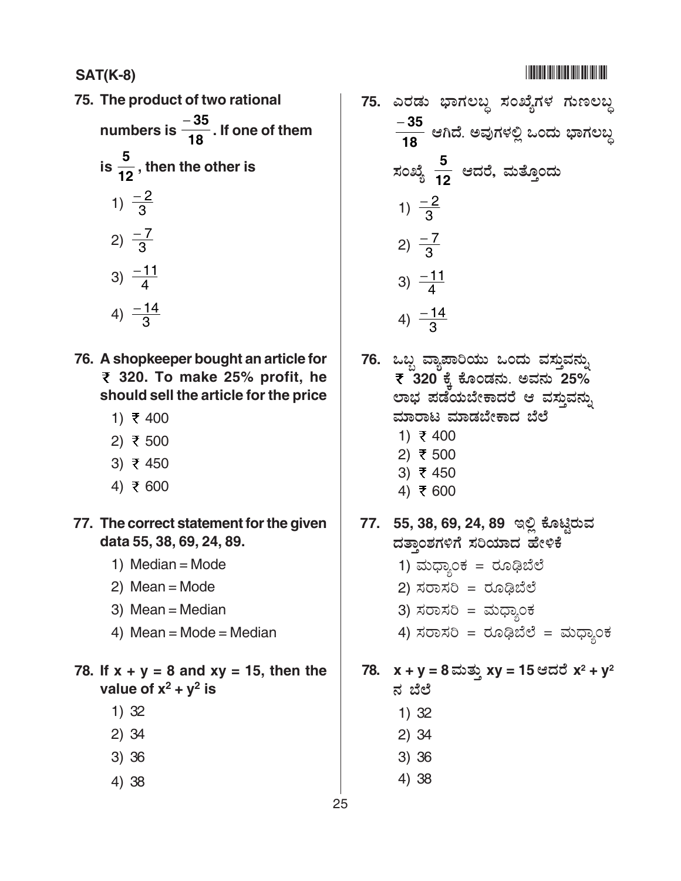75. The product of two rational numbers is $\frac{-35}{18}$. If one of them is $\frac{5}{12}$, then the other is

1) $\frac{-2}{3}$
2) $\frac{-7}{3}$
3) $\frac{-11}{4}$
4) $\frac{-14}{3}$

76. A shopkeeper bought an article for ₹ 320. To make 25% profit, he should sell the article for the price

1) ₹ 400
2) ₹ 500
3) ₹ 450
4) ₹ 600

77. The correct statement for the given data 55, 38, 69, 24, 89.

1) Median = Mode
2) Mean = Mode
3) Mean = Median
4) Mean = Mode = Median

78. If $x + y = 8$ and $xy = 15$, then the value of $x^2 + y^2$ is

1) 32
2) 34
3) 36
4) 38

75. ಎರಡು ಭಾಗಲಬ್ಧ ಸಂಖ್ಯೆಗಳ ಗುಣಲಬ್ಧ $\frac{-35}{18}$ ಆಗಿದೆ. ಅವುಗಳಲ್ಲಿ ಒಂದು ಭಾಗಲಬ್ಧ ಸಂಖ್ಯೆ $\frac{5}{12}$ ಆದರೆ, ಮತ್ತೊಂದು

1) $\frac{-2}{3}$
2) $\frac{-7}{3}$
3) $\frac{-11}{4}$
4) $\frac{-14}{3}$

76. ಒಬ್ಬ ವ್ಯಾಪಾರಿಯು ಒಂದು ವಸ್ತುವನ್ನು ₹ 320 ಕ್ಕೆ ಕೊಂಡನು. ಅವನು 25% ಲಾಭ ಪಡೆಯಬೇಕಾದರೆ ಆ ವಸ್ತುವನ್ನು ಮಾರಾಟ ಮಾಡಬೇಕಾದ ಬೆಲೆ

1) ₹ 400
2) ₹ 500
3) ₹ 450
4) ₹ 600

77. 55, 38, 69, 24, 89 ಇಲ್ಲಿ ಕೊಟ್ಟಿರುವ ದತ್ತಾಂಶಗಳಿಗೆ ಸರಿಯಾದ ಹೇಳಿಕೆ

1) ಮಧ್ಯಾಂಕ = ರೂಢಿಬೆಲೆ
2) ಸರಾಸರಿ = ರೂಢಿಬೆಲೆ
3) ಸರಾಸರಿ = ಮಧ್ಯಾಂಕ
4) ಸರಾಸರಿ = ರೂಢಿಬೆಲೆ = ಮಧ್ಯಾಂಕ

78. $x + y = 8$ ಮತ್ತು $xy = 15$ ಆದರೆ $x^2 + y^2$ ನ ಬೆಲೆ

1) 32
2) 34
3) 36
4) 38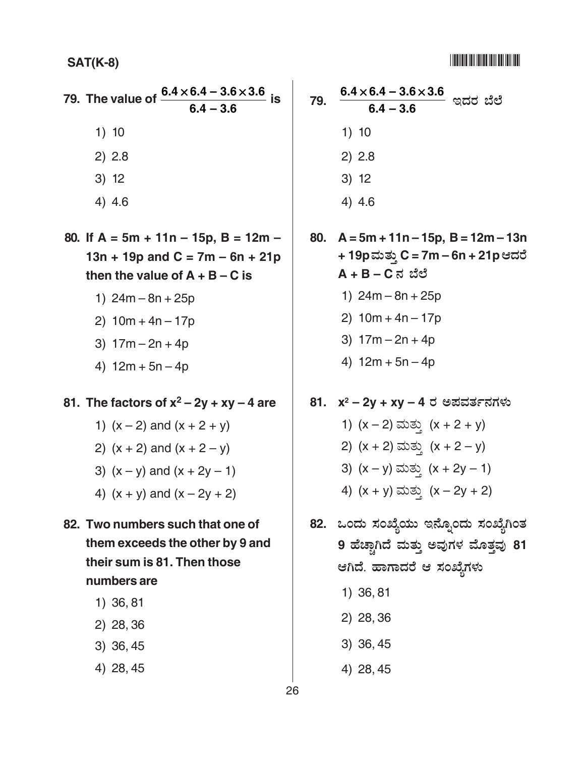79. The value of $\frac{6.4 \times 6.4 - 3.6 \times 3.6}{6.4 - 3.6}$ is

1) 10
2) 2.8
3) 12
4) 4.6

80. If $A = 5m + 11n - 15p$, $B = 12m - 13n + 19p$ and $C = 7m - 6n + 21p$ then the value of $A + B - C$ is

1) $24m - 8n + 25p$
2) $10m + 4n - 17p$
3) $17m - 2n + 4p$
4) $12m + 5n - 4p$

81. The factors of $x^2 - 2y + xy - 4$ are

1) $(x - 2)$ and $(x + 2 + y)$
2) $(x + 2)$ and $(x + 2 - y)$
3) $(x - y)$ and $(x + 2y - 1)$
4) $(x + y)$ and $(x - 2y + 2)$

82. Two numbers such that one of them exceeds the other by 9 and their sum is 81. Then those numbers are

1) 36, 81
2) 28, 36
3) 36, 45
4) 28, 45

79. $\frac{6.4 \times 6.4 - 3.6 \times 3.6}{6.4 - 3.6}$ ಇದರ ಬೆಲೆ

1) 10
2) 2.8
3) 12
4) 4.6

80. $A = 5m + 11n - 15p$, $B = 12m - 13n + 19p$ ಮತ್ತು $C = 7m - 6n + 21p$ ಆದರೆ $A + B - C$ ನ ಬೆಲೆ

1) $24m - 8n + 25p$
2) $10m + 4n - 17p$
3) $17m - 2n + 4p$
4) $12m + 5n - 4p$

81. $x^2 - 2y + xy - 4$ ರ ಅಪವರ್ತನಗಳು

1) $(x - 2)$ ಮತ್ತು $(x + 2 + y)$
2) $(x + 2)$ ಮತ್ತು $(x + 2 - y)$
3) $(x - y)$ ಮತ್ತು $(x + 2y - 1)$
4) $(x + y)$ ಮತ್ತು $(x - 2y + 2)$

82. ಒಂದು ಸಂಖ್ಯೆಯು ಇನ್ನೊಂದು ಸಂಖ್ಯೆಗಿಂತ 9 ಹೆಚ್ಚಾಗಿದೆ ಮತ್ತು ಅವುಗಳ ಮೊತ್ತವು 81 ಆಗಿದೆ. ಹಾಗಾದರೆ ಆ ಸಂಖ್ಯೆಗಳು

1) 36, 81
2) 28, 36
3) 36, 45
4) 28, 45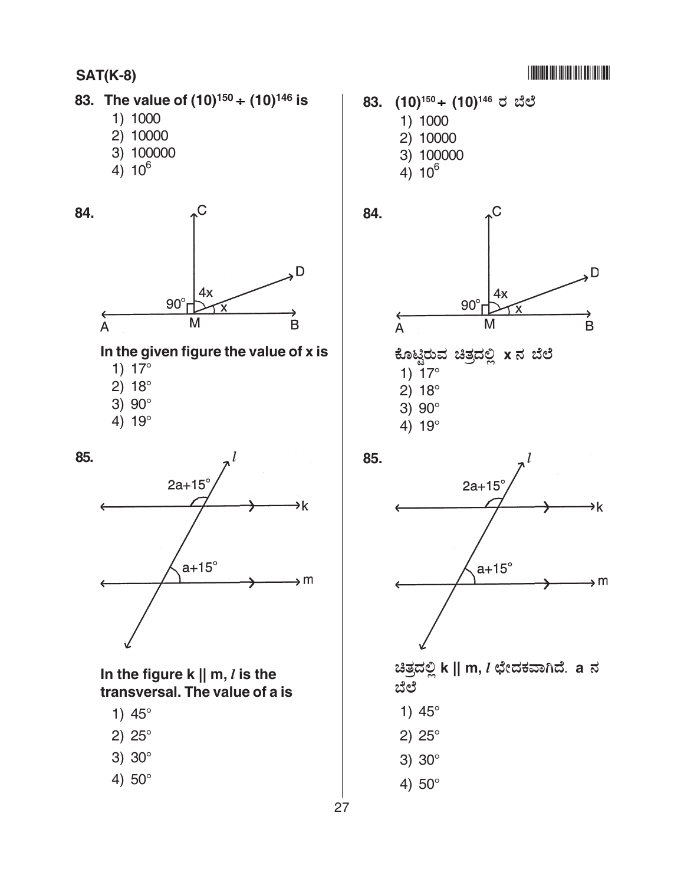83. The value of $(10)^{150} \div (10)^{146}$ is

1) 1000
2) 10000
3) 100000
4) $10^6$

84. In the given figure the value of x is

1) 17°
2) 18°
3) 90°
4) 19°

85. In the figure k || m, $l$ is the transversal. The value of a is

1) 45°
2) 25°
3) 30°
4) 50°

83. $(10)^{150} \div (10)^{146}$ ರ ಬೆಲೆ

1) 1000
2) 10000
3) 100000
4) $10^6$

84. ಕೊಟ್ಟಿರುವ ಚಿತ್ರದಲ್ಲಿ x ನ ಬೆಲೆ

1) 17°
2) 18°
3) 90°
4) 19°

85. ಚಿತ್ರದಲ್ಲಿ k || m, $l$ ಛೇದಕವಾಗಿದೆ. a ನ ಬೆಲೆ

1) 45°
2) 25°
3) 30°
4) 50°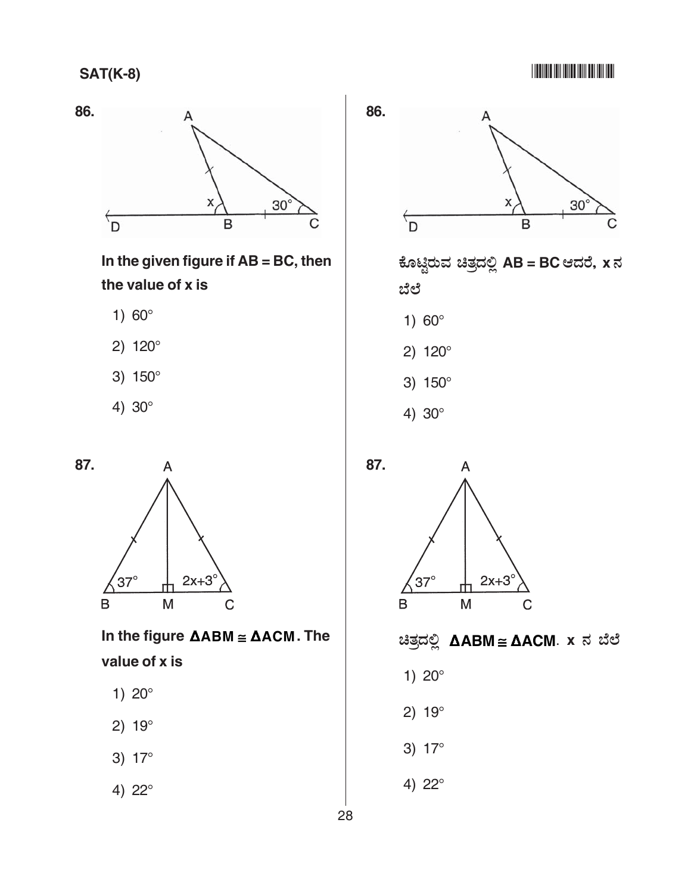**86.**

In the given figure if AB = BC, then the value of x is

1) 60°
2) 120°
3) 150°
4) 30°

**87.**

In the figure $\Delta ABM \cong \Delta ACM$. The value of x is

1) 20°
2) 19°
3) 17°
4) 22°

**86.**

ಕೊಟ್ಟಿರುವ ಚಿತ್ರದಲ್ಲಿ AB = BC ಆದರೆ, x ನ ಬೆಲೆ

1) 60°
2) 120°
3) 150°
4) 30°

**87.**

ಚಿತ್ರದಲ್ಲಿ $\Delta ABM \cong \Delta ACM$. x ನ ಬೆಲೆ

1) 20°
2) 19°
3) 17°
4) 22°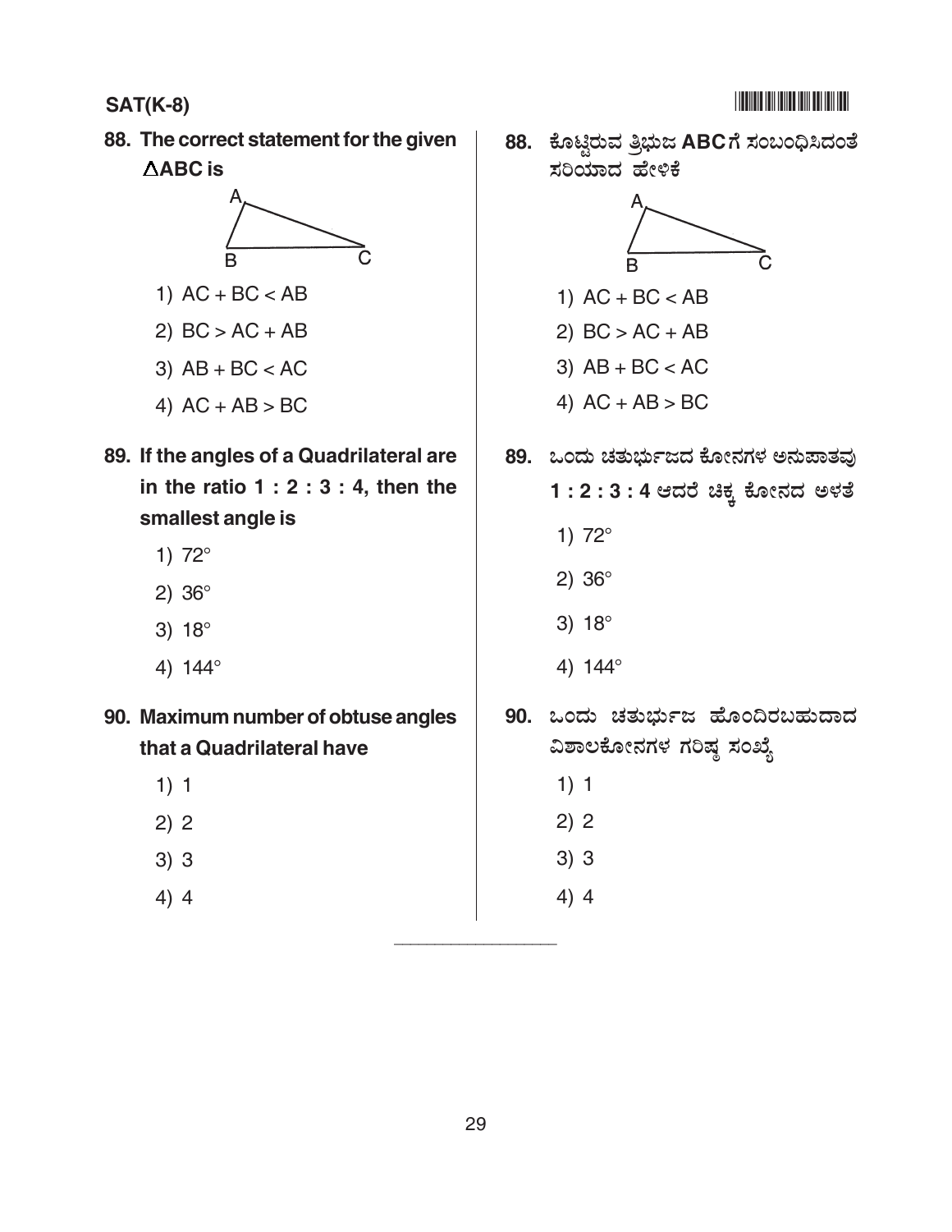**88. The correct statement for the given $\Delta ABC$ is**

1) AC + BC < AB
2) BC > AC + AB
3) AB + BC < AC
4) AC + AB > BC

**89. If the angles of a Quadrilateral are in the ratio 1 : 2 : 3 : 4, then the smallest angle is**

1) 72°
2) 36°
3) 18°
4) 144°

**90. Maximum number of obtuse angles that a Quadrilateral have**

1) 1
2) 2
3) 3
4) 4

**88. ಕೊಟ್ಟಿರುವ ತ್ರಿಭುಜ ABCಗೆ ಸಂಬಂಧಿಸಿದಂತೆ ಸರಿಯಾದ ಹೇಳಿಕೆ**

1) AC + BC < AB
2) BC > AC + AB
3) AB + BC < AC
4) AC + AB > BC

**89. ಒಂದು ಚತುರ್ಭುಜದ ಕೋನಗಳ ಅನುಪಾತವು 1 : 2 : 3 : 4 ಆದರೆ ಚಿಕ್ಕ ಕೋನದ ಅಳತೆ**

1) 72°
2) 36°
3) 18°
4) 144°

**90. ಒಂದು ಚತುರ್ಭುಜ ಹೊಂದಿರಬಹುದಾದ ವಿಶಾಲಕೋನಗಳ ಗರಿಷ್ಠ ಸಂಖ್ಯೆ**

1) 1
2) 2
3) 3
4) 4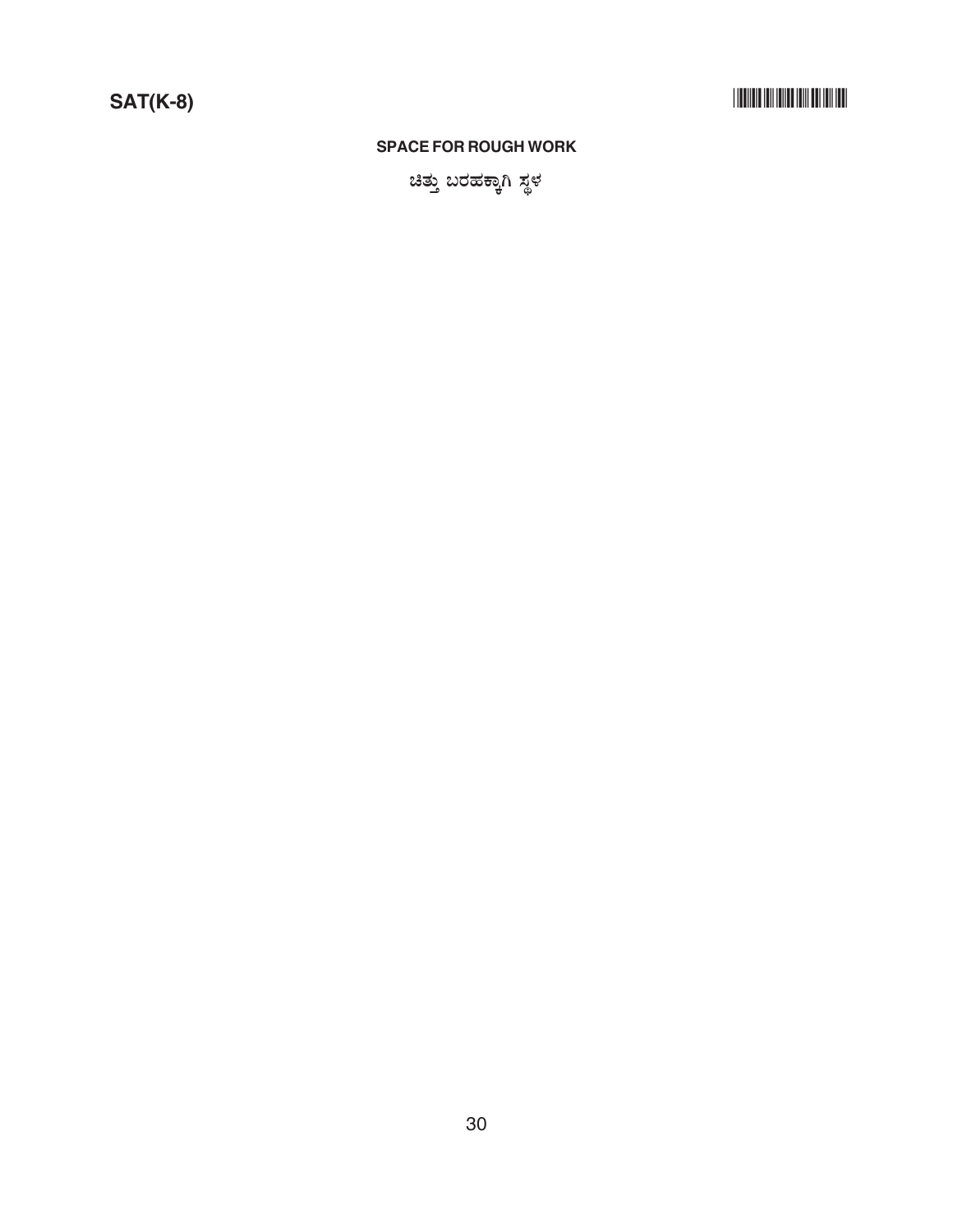**SPACE FOR ROUGH WORK**

**ಚಿತ್ತು ಬರಹಕ್ಕಾಗಿ ಸ್ಥಳ**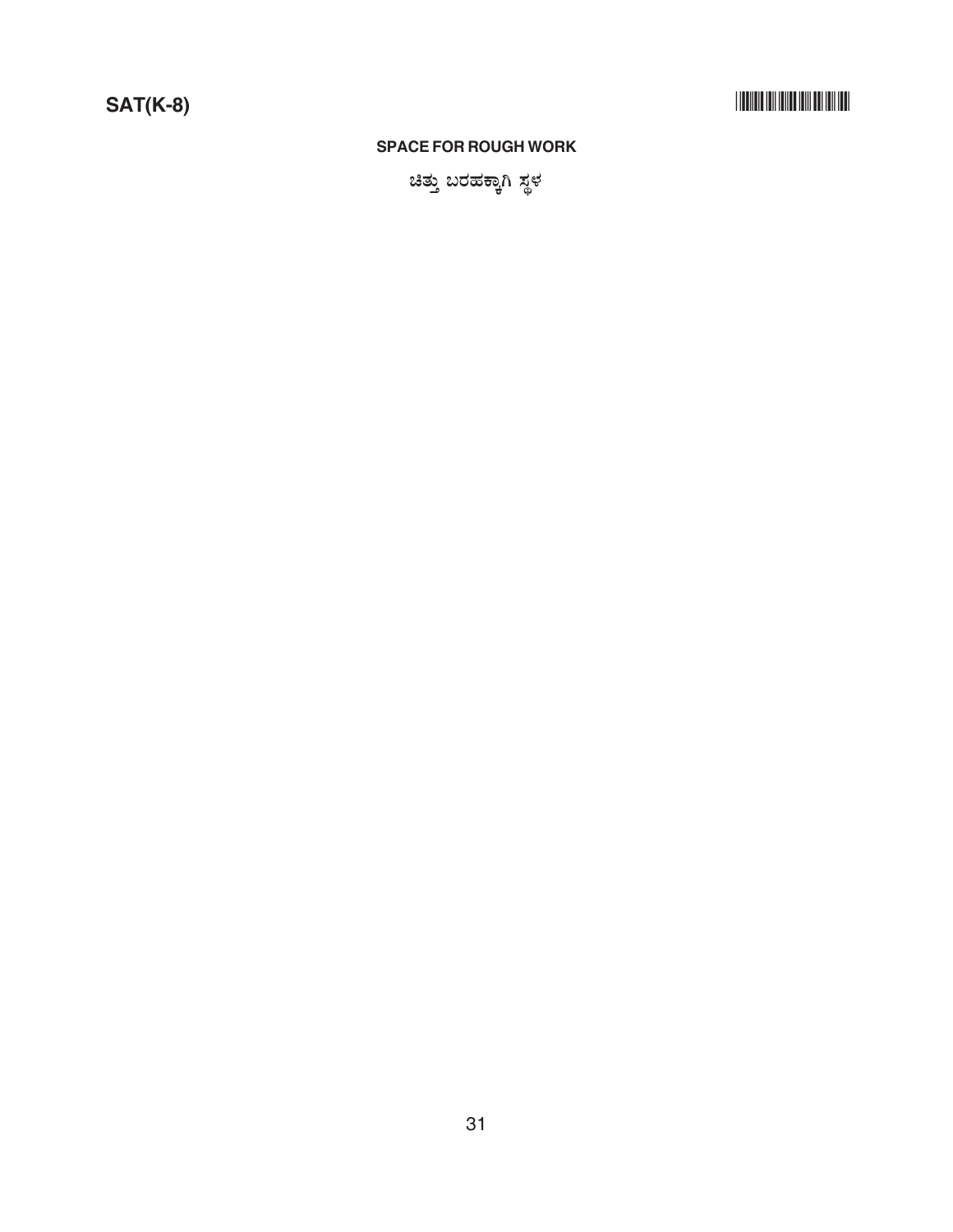**SPACE FOR ROUGH WORK**

**ಚಿತ್ತು ಬರಹಕ್ಕಾಗಿ ಸ್ಥಳ**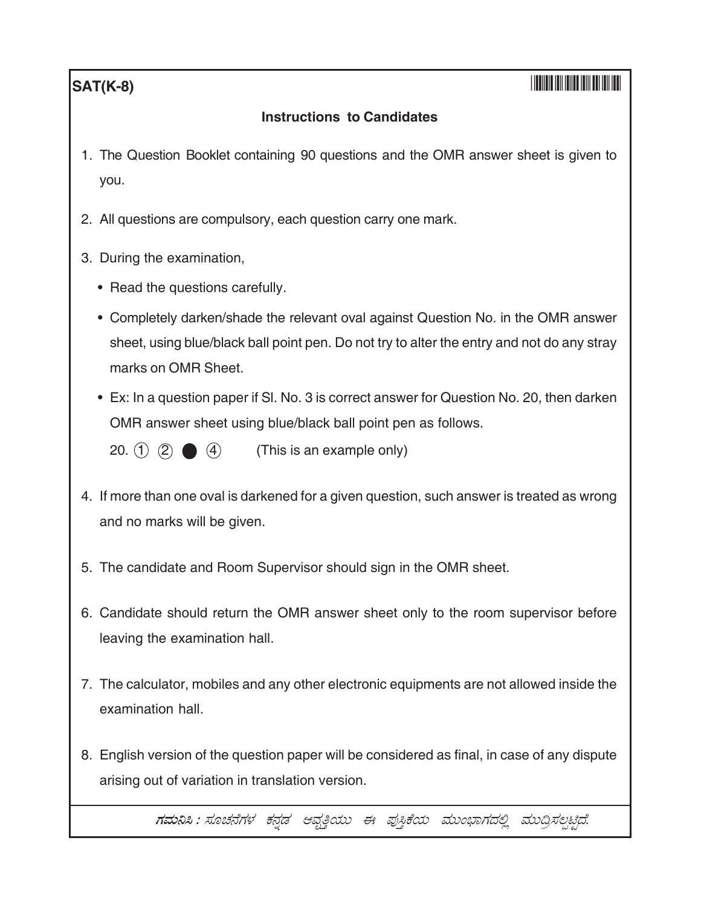SAT(K-8)

## Instructions to Candidates

1. The Question Booklet containing 90 questions and the OMR answer sheet is given to you.

2. All questions are compulsory, each question carry one mark.

3. During the examination,

   - Read the questions carefully.
   - Completely darken/shade the relevant oval against Question No. in the OMR answer sheet, using blue/black ball point pen. Do not try to alter the entry and not do any stray marks on OMR Sheet.
   - Ex: In a question paper if Sl. No. 3 is correct answer for Question No. 20, then darken OMR answer sheet using blue/black ball point pen as follows.

     20. ① ② ● ④ (This is an example only)

4. If more than one oval is darkened for a given question, such answer is treated as wrong and no marks will be given.

5. The candidate and Room Supervisor should sign in the OMR sheet.

6. Candidate should return the OMR answer sheet only to the room supervisor before leaving the examination hall.

7. The calculator, mobiles and any other electronic equipments are not allowed inside the examination hall.

8. English version of the question paper will be considered as final, in case of any dispute arising out of variation in translation version.

**ಗಮನಿಸಿ :** ಸೂಚನೆಗಳ ಕನ್ನಡ ಆವೃತ್ತಿಯು ಈ ಪುಸ್ತಿಕೆಯ ಮುಂಭಾಗದಲ್ಲಿ ಮುದ್ರಿಸಲ್ಪಟ್ಟಿದೆ.